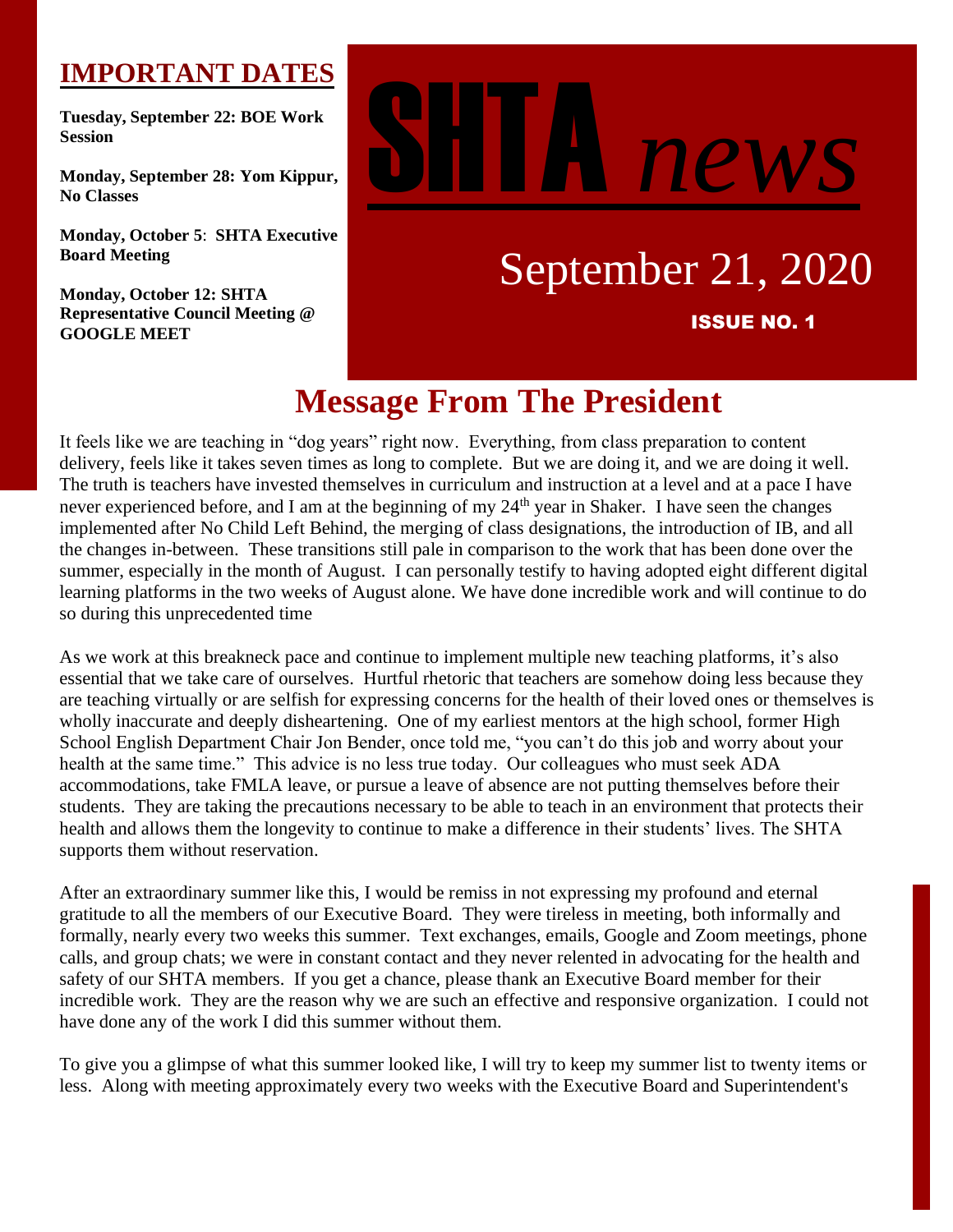# SHTA *news*

September 21, 2020

**ISSUE NO. 1**

## IMPORTANT DATES

**Tuesday, September 22: BOE Work Session**

**Monday, September 28: Yom Kippur, No Classes**

**Monday, October 5: SHTA Executive Board Meeting**

**Monday, October 12: SHTA Representative Council Meeting @ GOOGLE MEET**

## Message From The President

It feels like we are teaching in "dog years" right now. Everything, from class preparation to content delivery, feels like it takes seven times as long to complete. But we are doing it, and we are doing it well. The truth is teachers have invested themselves in curriculum and instruction at a level and at a pace I have never experienced before, and I am at the beginning of my 24th year in Shaker. I have seen the changes implemented after No Child Left Behind, the merging of class designations, the introduction of IB, and all the changes in-between. These transitions still pale in comparison to the work that has been done over the summer, especially in the month of August. I can personally testify to having adopted eight different digital learning platforms in the two weeks of August alone. We have done incredible work and will continue to do so during this unprecedented time

As we work at this breakneck pace and continue to implement multiple new teaching platforms, it's also essential that we take care of ourselves. Hurtful rhetoric that teachers are somehow doing less because they are teaching virtually or are selfish for expressing concerns for the health of their loved ones or themselves is wholly inaccurate and deeply disheartening. One of my earliest mentors at the high school, former High School English Department Chair Jon Bender, once told me, "you can't do this job and worry about your health at the same time." This advice is no less true today. Our colleagues who must seek ADA accommodations, take FMLA leave, or pursue a leave of absence are not putting themselves before their students. They are taking the precautions necessary to be able to teach in an environment that protects their health and allows them the longevity to continue to make a difference in their students' lives. The SHTA supports them without reservation.

After an extraordinary summer like this, I would be remiss in not expressing my profound and eternal gratitude to all the members of our Executive Board. They were tireless in meeting, both informally and formally, nearly every two weeks this summer. Text exchanges, emails, Google and Zoom meetings, phone calls, and group chats; we were in constant contact and they never relented in advocating for the health and safety of our SHTA members. If you get a chance, please thank an Executive Board member for their incredible work. They are the reason why we are such an effective and responsive organization. I could not have done any of the work I did this summer without them.

To give you a glimpse of what this summer looked like, I will try to keep my summer list to twenty items or less. Along with meeting approximately every two weeks with the Executive Board and Superintendent's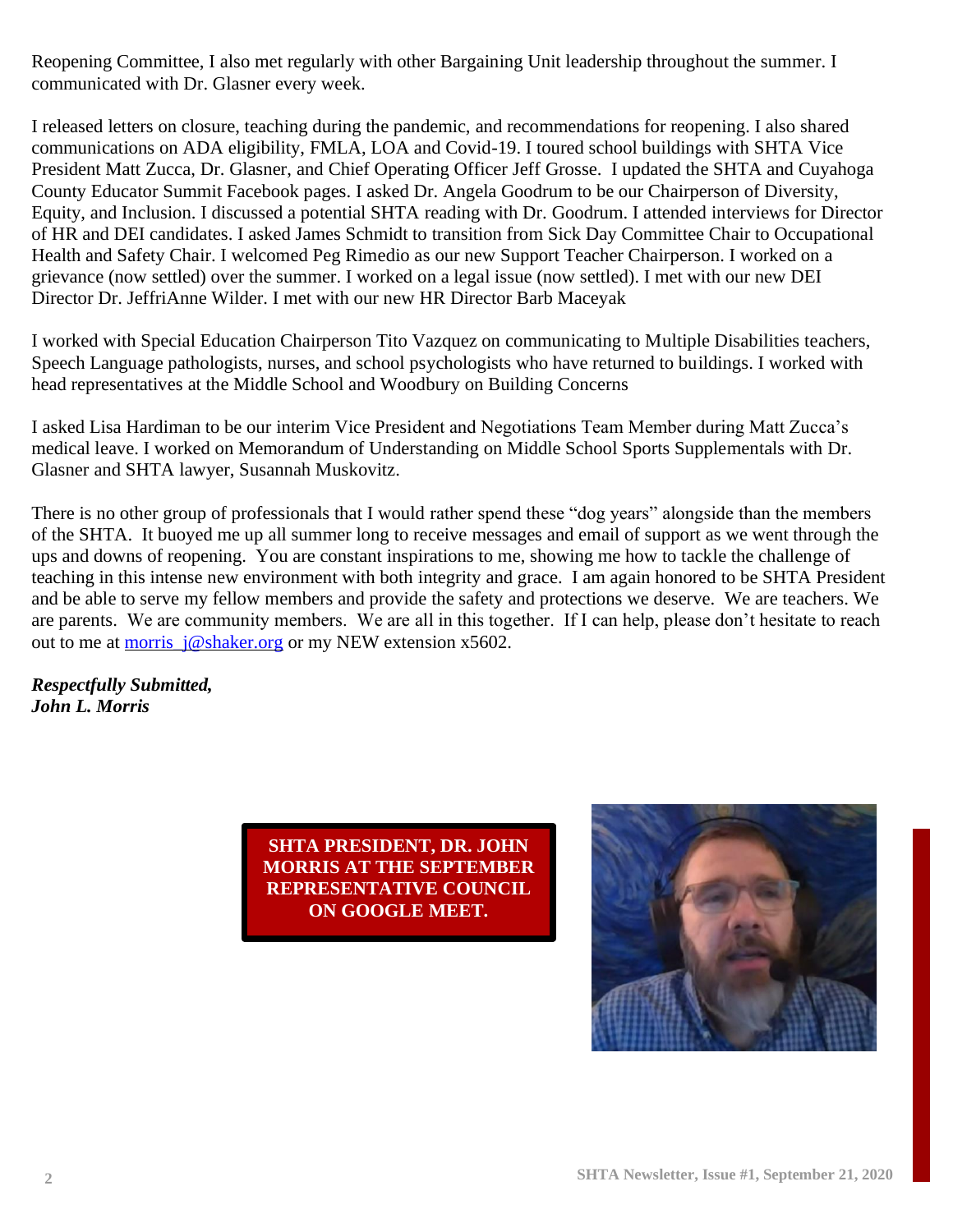Reopening Committee, I also met regularly with other Bargaining Unit leadership throughout the summer. I communicated with Dr. Glasner every week.

I released letters on closure, teaching during the pandemic, and recommendations for reopening. I also shared communications on ADA eligibility, FMLA, LOA and Covid-19. I toured school buildings with SHTA Vice President Matt Zucca, Dr. Glasner, and Chief Operating Officer Jeff Grosse. I updated the SHTA and Cuyahoga County Educator Summit Facebook pages. I asked Dr. Angela Goodrum to be our Chairperson of Diversity, Equity, and Inclusion. I discussed a potential SHTA reading with Dr. Goodrum. I attended interviews for Director of HR and DEI candidates. I asked James Schmidt to transition from Sick Day Committee Chair to Occupational Health and Safety Chair. I welcomed Peg Rimedio as our new Support Teacher Chairperson. I worked on a grievance (now settled) over the summer. I worked on a legal issue (now settled). I met with our new DEI Director Dr. JeffriAnne Wilder. I met with our new HR Director Barb Maceyak

I worked with Special Education Chairperson Tito Vazquez on communicating to Multiple Disabilities teachers, Speech Language pathologists, nurses, and school psychologists who have returned to buildings. I worked with head representatives at the Middle School and Woodbury on Building Concerns

I asked Lisa Hardiman to be our interim Vice President and Negotiations Team Member during Matt Zucca's medical leave. I worked on Memorandum of Understanding on Middle School Sports Supplementals with Dr. Glasner and SHTA lawyer, Susannah Muskovitz.

There is no other group of professionals that I would rather spend these "dog years" alongside than the members of the SHTA. It buoyed me up all summer long to receive messages and email of support as we went through the ups and downs of reopening. You are constant inspirations to me, showing me how to tackle the challenge of teaching in this intense new environment with both integrity and grace. I am again honored to be SHTA President and be able to serve my fellow members and provide the safety and protections we deserve. We are teachers. We are parents. We are community members. We are all in this together. If I can help, please don't hesitate to reach out to me at morris_j@shaker.org or my NEW extension x5602.

***Respectfully Submitted,***
***John L. Morris***

**SHTA PRESIDENT, DR. JOHN MORRIS AT THE SEPTEMBER REPRESENTATIVE COUNCIL ON GOOGLE MEET.**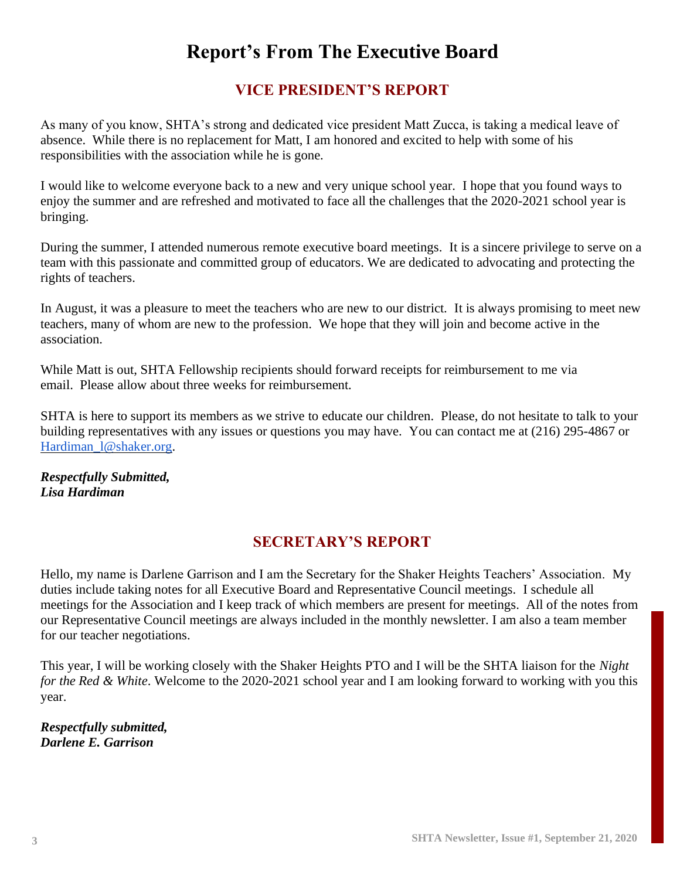# Report's From The Executive Board

## VICE PRESIDENT'S REPORT

As many of you know, SHTA's strong and dedicated vice president Matt Zucca, is taking a medical leave of absence. While there is no replacement for Matt, I am honored and excited to help with some of his responsibilities with the association while he is gone.

I would like to welcome everyone back to a new and very unique school year. I hope that you found ways to enjoy the summer and are refreshed and motivated to face all the challenges that the 2020-2021 school year is bringing.

During the summer, I attended numerous remote executive board meetings. It is a sincere privilege to serve on a team with this passionate and committed group of educators. We are dedicated to advocating and protecting the rights of teachers.

In August, it was a pleasure to meet the teachers who are new to our district. It is always promising to meet new teachers, many of whom are new to the profession. We hope that they will join and become active in the association.

While Matt is out, SHTA Fellowship recipients should forward receipts for reimbursement to me via email. Please allow about three weeks for reimbursement.

SHTA is here to support its members as we strive to educate our children. Please, do not hesitate to talk to your building representatives with any issues or questions you may have. You can contact me at (216) 295-4867 or Hardiman_l@shaker.org.

***Respectfully Submitted,***
***Lisa Hardiman***

## SECRETARY'S REPORT

Hello, my name is Darlene Garrison and I am the Secretary for the Shaker Heights Teachers' Association. My duties include taking notes for all Executive Board and Representative Council meetings. I schedule all meetings for the Association and I keep track of which members are present for meetings. All of the notes from our Representative Council meetings are always included in the monthly newsletter. I am also a team member for our teacher negotiations.

This year, I will be working closely with the Shaker Heights PTO and I will be the SHTA liaison for the *Night for the Red & White*. Welcome to the 2020-2021 school year and I am looking forward to working with you this year.

***Respectfully submitted,***
***Darlene E. Garrison***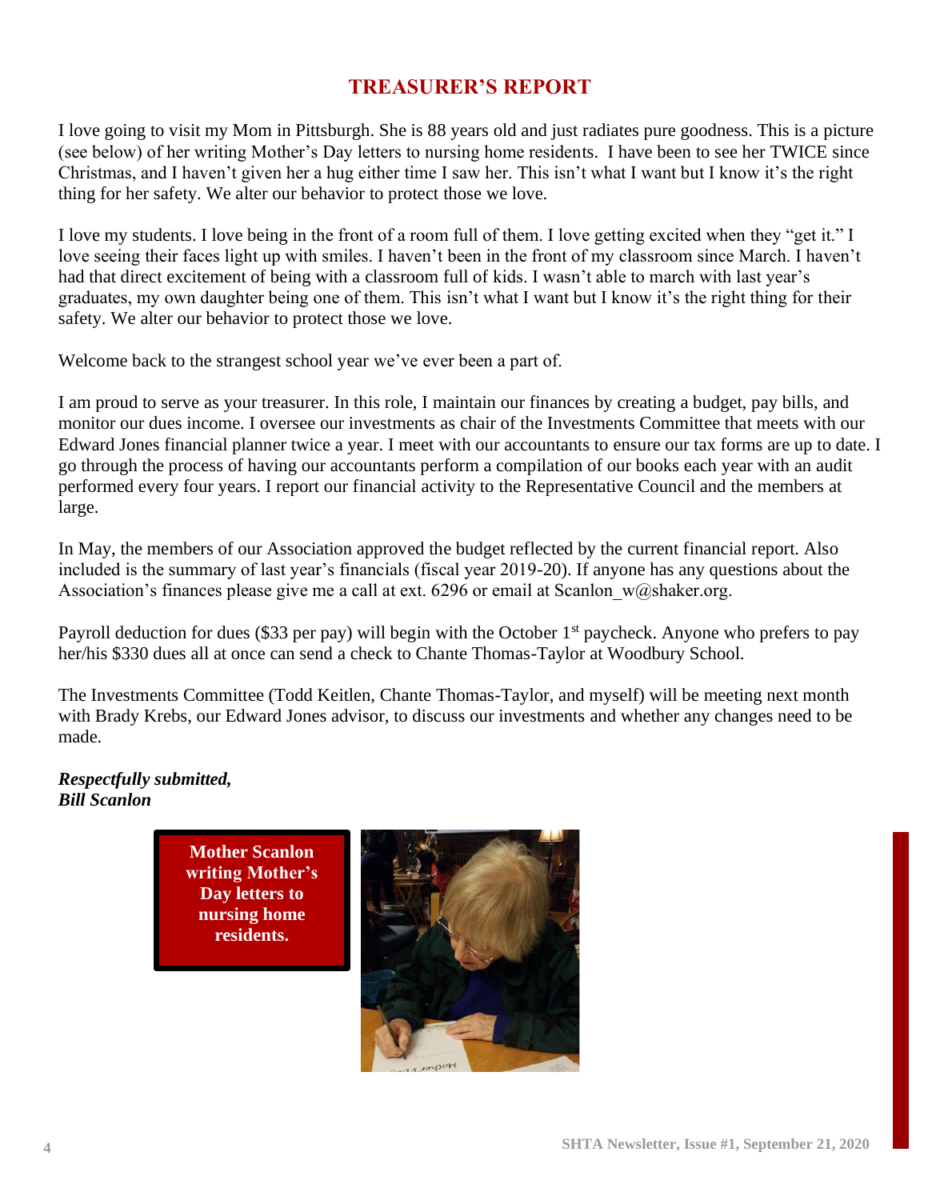# TREASURER'S REPORT

I love going to visit my Mom in Pittsburgh. She is 88 years old and just radiates pure goodness. This is a picture (see below) of her writing Mother's Day letters to nursing home residents. I have been to see her TWICE since Christmas, and I haven't given her a hug either time I saw her. This isn't what I want but I know it's the right thing for her safety. We alter our behavior to protect those we love.

I love my students. I love being in the front of a room full of them. I love getting excited when they "get it." I love seeing their faces light up with smiles. I haven't been in the front of my classroom since March. I haven't had that direct excitement of being with a classroom full of kids. I wasn't able to march with last year's graduates, my own daughter being one of them. This isn't what I want but I know it's the right thing for their safety. We alter our behavior to protect those we love.

Welcome back to the strangest school year we've ever been a part of.

I am proud to serve as your treasurer. In this role, I maintain our finances by creating a budget, pay bills, and monitor our dues income. I oversee our investments as chair of the Investments Committee that meets with our Edward Jones financial planner twice a year. I meet with our accountants to ensure our tax forms are up to date. I go through the process of having our accountants perform a compilation of our books each year with an audit performed every four years. I report our financial activity to the Representative Council and the members at large.

In May, the members of our Association approved the budget reflected by the current financial report. Also included is the summary of last year's financials (fiscal year 2019-20). If anyone has any questions about the Association's finances please give me a call at ext. 6296 or email at Scanlon_w@shaker.org.

Payroll deduction for dues ($33 per pay) will begin with the October 1st paycheck. Anyone who prefers to pay her/his $330 dues all at once can send a check to Chante Thomas-Taylor at Woodbury School.

The Investments Committee (Todd Keitlen, Chante Thomas-Taylor, and myself) will be meeting next month with Brady Krebs, our Edward Jones advisor, to discuss our investments and whether any changes need to be made.

***Respectfully submitted,***
***Bill Scanlon***

**Mother Scanlon writing Mother's Day letters to nursing home residents.**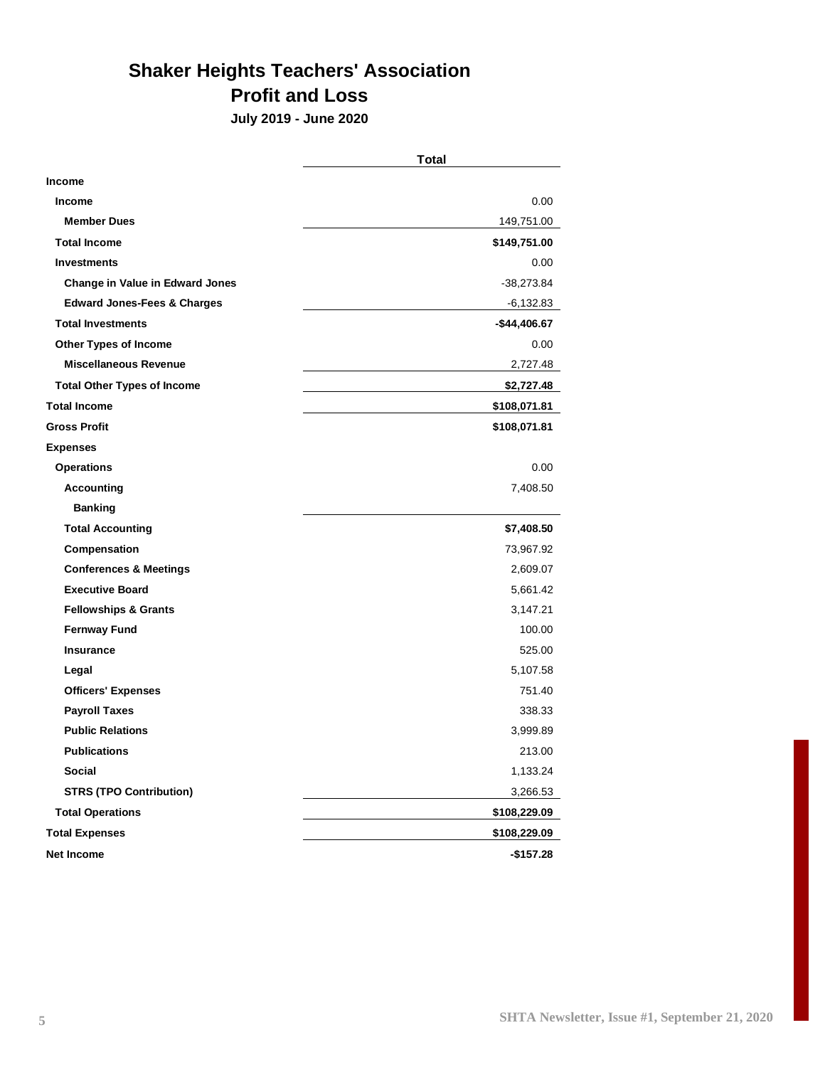# Shaker Heights Teachers' Association

## Profit and Loss

**July 2019 - June 2020**

| | Total |
|---|---|
| **Income** | |
| **Income** | 0.00 |
| **Member Dues** | 149,751.00 |
| **Total Income** | **$149,751.00** |
| **Investments** | 0.00 |
| **Change in Value in Edward Jones** | -38,273.84 |
| **Edward Jones-Fees & Charges** | -6,132.83 |
| **Total Investments** | **-$44,406.67** |
| **Other Types of Income** | 0.00 |
| **Miscellaneous Revenue** | 2,727.48 |
| **Total Other Types of Income** | **$2,727.48** |
| **Total Income** | **$108,071.81** |
| **Gross Profit** | **$108,071.81** |
| **Expenses** | |
| **Operations** | 0.00 |
| **Accounting** | 7,408.50 |
| **Banking** | |
| **Total Accounting** | **$7,408.50** |
| **Compensation** | 73,967.92 |
| **Conferences & Meetings** | 2,609.07 |
| **Executive Board** | 5,661.42 |
| **Fellowships & Grants** | 3,147.21 |
| **Fernway Fund** | 100.00 |
| **Insurance** | 525.00 |
| **Legal** | 5,107.58 |
| **Officers' Expenses** | 751.40 |
| **Payroll Taxes** | 338.33 |
| **Public Relations** | 3,999.89 |
| **Publications** | 213.00 |
| **Social** | 1,133.24 |
| **STRS (TPO Contribution)** | 3,266.53 |
| **Total Operations** | **$108,229.09** |
| **Total Expenses** | **$108,229.09** |
| **Net Income** | **-$157.28** |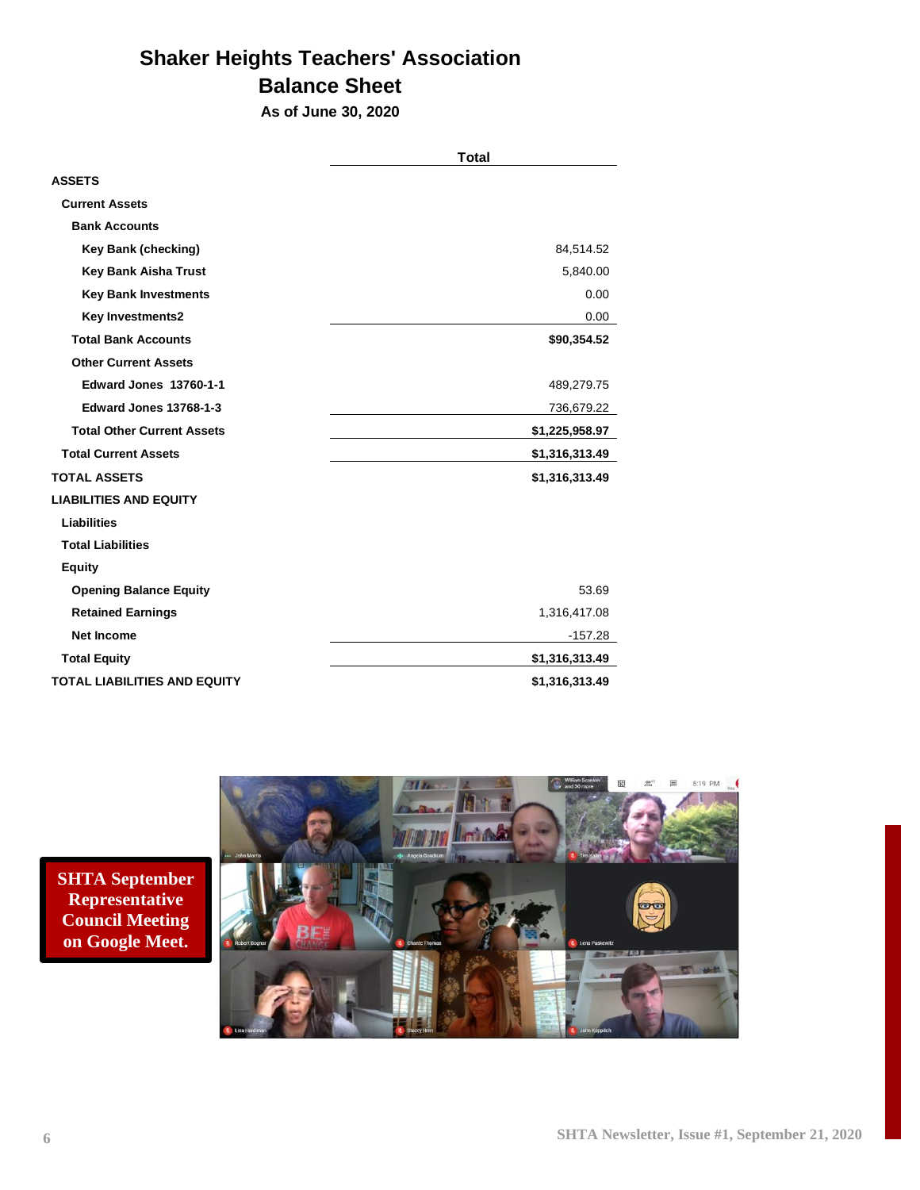# Shaker Heights Teachers' Association

## Balance Sheet

**As of June 30, 2020**

| | Total |
|---|---|
| **ASSETS** | |
| **Current Assets** | |
| **Bank Accounts** | |
| **Key Bank (checking)** | 84,514.52 |
| **Key Bank Aisha Trust** | 5,840.00 |
| **Key Bank Investments** | 0.00 |
| **Key Investments2** | 0.00 |
| **Total Bank Accounts** | **$90,354.52** |
| **Other Current Assets** | |
| **Edward Jones 13760-1-1** | 489,279.75 |
| **Edward Jones 13768-1-3** | 736,679.22 |
| **Total Other Current Assets** | **$1,225,958.97** |
| **Total Current Assets** | **$1,316,313.49** |
| **TOTAL ASSETS** | **$1,316,313.49** |
| **LIABILITIES AND EQUITY** | |
| **Liabilities** | |
| **Total Liabilities** | |
| **Equity** | |
| **Opening Balance Equity** | 53.69 |
| **Retained Earnings** | 1,316,417.08 |
| **Net Income** | -157.28 |
| **Total Equity** | **$1,316,313.49** |
| **TOTAL LIABILITIES AND EQUITY** | **$1,316,313.49** |

**SHTA September Representative Council Meeting on Google Meet.**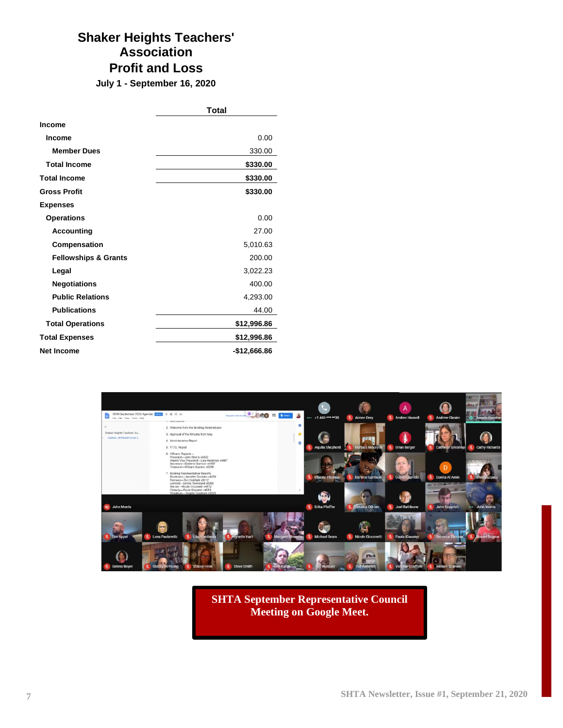# Shaker Heights Teachers' Association
## Profit and Loss
### July 1 - September 16, 2020

| | Total |
|---|---|
| **Income** | |
| **Income** | 0.00 |
| **Member Dues** | 330.00 |
| **Total Income** | **$330.00** |
| **Total Income** | **$330.00** |
| **Gross Profit** | **$330.00** |
| **Expenses** | |
| **Operations** | 0.00 |
| **Accounting** | 27.00 |
| **Compensation** | 5,010.63 |
| **Fellowships & Grants** | 200.00 |
| **Legal** | 3,022.23 |
| **Negotiations** | 400.00 |
| **Public Relations** | 4,293.00 |
| **Publications** | 44.00 |
| **Total Operations** | **$12,996.86** |
| **Total Expenses** | **$12,996.86** |
| **Net Income** | **-$12,666.86** |

**SHTA September Representative Council Meeting on Google Meet.**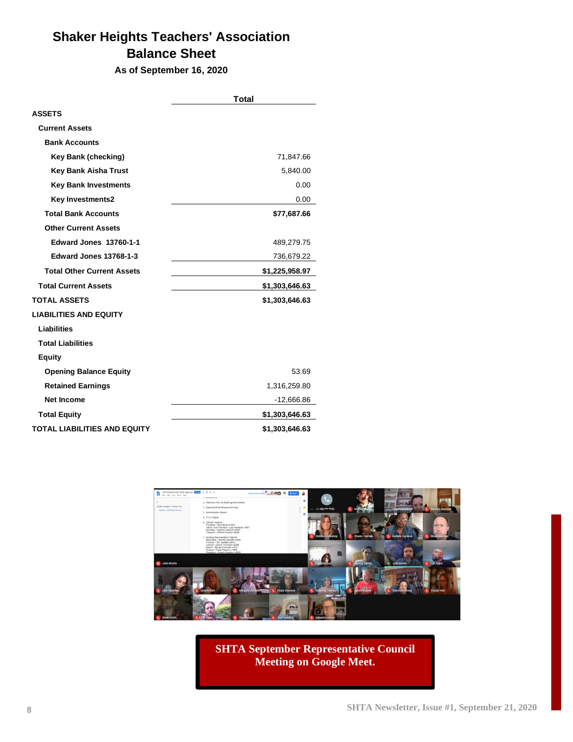# Shaker Heights Teachers' Association
# Balance Sheet

**As of September 16, 2020**

| | Total |
|---|---|
| **ASSETS** | |
| **Current Assets** | |
| **Bank Accounts** | |
| **Key Bank (checking)** | 71,847.66 |
| **Key Bank Aisha Trust** | 5,840.00 |
| **Key Bank Investments** | 0.00 |
| **Key Investments2** | 0.00 |
| **Total Bank Accounts** | **$77,687.66** |
| **Other Current Assets** | |
| **Edward Jones 13760-1-1** | 489,279.75 |
| **Edward Jones 13768-1-3** | 736,679.22 |
| **Total Other Current Assets** | **$1,225,958.97** |
| **Total Current Assets** | **$1,303,646.63** |
| **TOTAL ASSETS** | **$1,303,646.63** |
| **LIABILITIES AND EQUITY** | |
| **Liabilities** | |
| **Total Liabilities** | |
| **Equity** | |
| **Opening Balance Equity** | 53.69 |
| **Retained Earnings** | 1,316,259.80 |
| **Net Income** | -12,666.86 |
| **Total Equity** | **$1,303,646.63** |
| **TOTAL LIABILITIES AND EQUITY** | **$1,303,646.63** |

**SHTA September Representative Council Meeting on Google Meet.**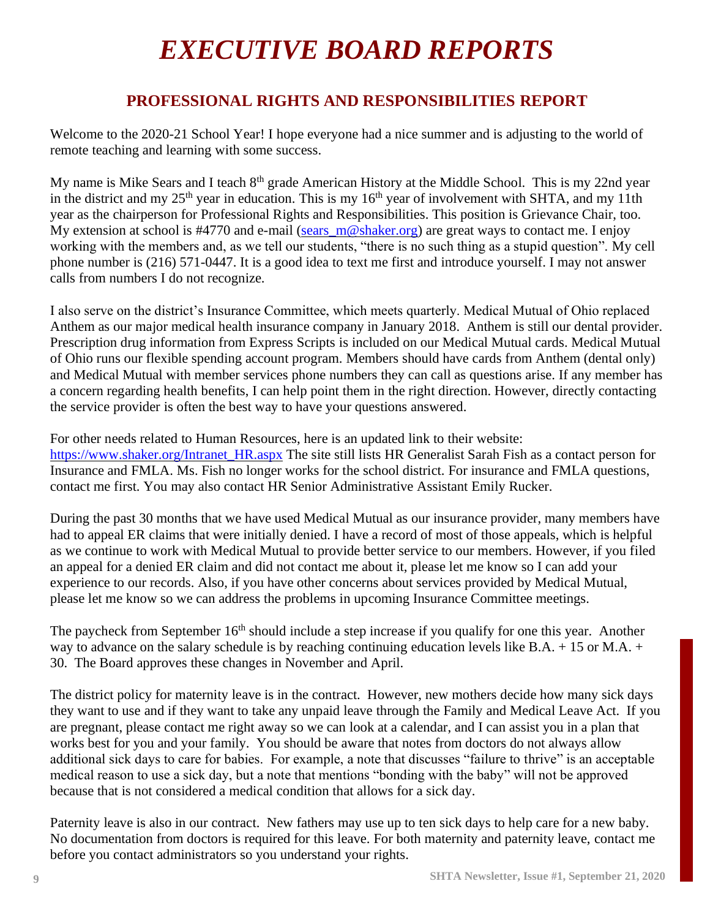# *EXECUTIVE BOARD REPORTS*

## PROFESSIONAL RIGHTS AND RESPONSIBILITIES REPORT

Welcome to the 2020-21 School Year! I hope everyone had a nice summer and is adjusting to the world of remote teaching and learning with some success.

My name is Mike Sears and I teach 8th grade American History at the Middle School. This is my 22nd year in the district and my 25th year in education. This is my 16th year of involvement with SHTA, and my 11th year as the chairperson for Professional Rights and Responsibilities. This position is Grievance Chair, too. My extension at school is #4770 and e-mail (sears_m@shaker.org) are great ways to contact me. I enjoy working with the members and, as we tell our students, "there is no such thing as a stupid question". My cell phone number is (216) 571-0447. It is a good idea to text me first and introduce yourself. I may not answer calls from numbers I do not recognize.

I also serve on the district's Insurance Committee, which meets quarterly. Medical Mutual of Ohio replaced Anthem as our major medical health insurance company in January 2018. Anthem is still our dental provider. Prescription drug information from Express Scripts is included on our Medical Mutual cards. Medical Mutual of Ohio runs our flexible spending account program. Members should have cards from Anthem (dental only) and Medical Mutual with member services phone numbers they can call as questions arise. If any member has a concern regarding health benefits, I can help point them in the right direction. However, directly contacting the service provider is often the best way to have your questions answered.

For other needs related to Human Resources, here is an updated link to their website: https://www.shaker.org/Intranet_HR.aspx The site still lists HR Generalist Sarah Fish as a contact person for Insurance and FMLA. Ms. Fish no longer works for the school district. For insurance and FMLA questions, contact me first. You may also contact HR Senior Administrative Assistant Emily Rucker.

During the past 30 months that we have used Medical Mutual as our insurance provider, many members have had to appeal ER claims that were initially denied. I have a record of most of those appeals, which is helpful as we continue to work with Medical Mutual to provide better service to our members. However, if you filed an appeal for a denied ER claim and did not contact me about it, please let me know so I can add your experience to our records. Also, if you have other concerns about services provided by Medical Mutual, please let me know so we can address the problems in upcoming Insurance Committee meetings.

The paycheck from September 16th should include a step increase if you qualify for one this year. Another way to advance on the salary schedule is by reaching continuing education levels like B.A. + 15 or M.A. + 30. The Board approves these changes in November and April.

The district policy for maternity leave is in the contract. However, new mothers decide how many sick days they want to use and if they want to take any unpaid leave through the Family and Medical Leave Act. If you are pregnant, please contact me right away so we can look at a calendar, and I can assist you in a plan that works best for you and your family. You should be aware that notes from doctors do not always allow additional sick days to care for babies. For example, a note that discusses "failure to thrive" is an acceptable medical reason to use a sick day, but a note that mentions "bonding with the baby" will not be approved because that is not considered a medical condition that allows for a sick day.

Paternity leave is also in our contract. New fathers may use up to ten sick days to help care for a new baby. No documentation from doctors is required for this leave. For both maternity and paternity leave, contact me before you contact administrators so you understand your rights.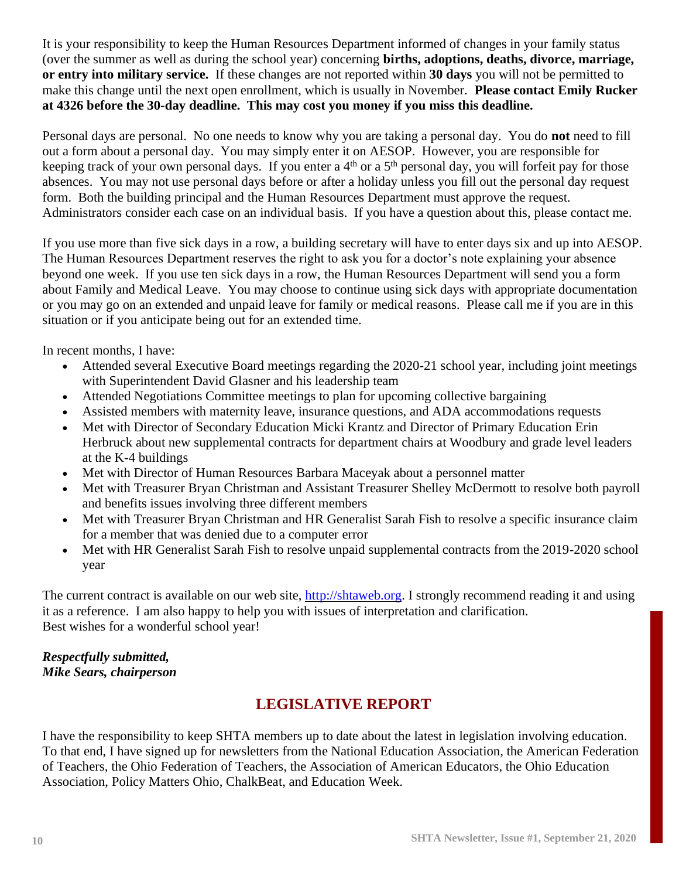It is your responsibility to keep the Human Resources Department informed of changes in your family status (over the summer as well as during the school year) concerning **births, adoptions, deaths, divorce, marriage, or entry into military service.** If these changes are not reported within **30 days** you will not be permitted to make this change until the next open enrollment, which is usually in November. **Please contact Emily Rucker at 4326 before the 30-day deadline. This may cost you money if you miss this deadline.**

Personal days are personal. No one needs to know why you are taking a personal day. You do **not** need to fill out a form about a personal day. You may simply enter it on AESOP. However, you are responsible for keeping track of your own personal days. If you enter a 4th or a 5th personal day, you will forfeit pay for those absences. You may not use personal days before or after a holiday unless you fill out the personal day request form. Both the building principal and the Human Resources Department must approve the request. Administrators consider each case on an individual basis. If you have a question about this, please contact me.

If you use more than five sick days in a row, a building secretary will have to enter days six and up into AESOP. The Human Resources Department reserves the right to ask you for a doctor's note explaining your absence beyond one week. If you use ten sick days in a row, the Human Resources Department will send you a form about Family and Medical Leave. You may choose to continue using sick days with appropriate documentation or you may go on an extended and unpaid leave for family or medical reasons. Please call me if you are in this situation or if you anticipate being out for an extended time.

In recent months, I have:

- Attended several Executive Board meetings regarding the 2020-21 school year, including joint meetings with Superintendent David Glasner and his leadership team
- Attended Negotiations Committee meetings to plan for upcoming collective bargaining
- Assisted members with maternity leave, insurance questions, and ADA accommodations requests
- Met with Director of Secondary Education Micki Krantz and Director of Primary Education Erin Herbruck about new supplemental contracts for department chairs at Woodbury and grade level leaders at the K-4 buildings
- Met with Director of Human Resources Barbara Maceyak about a personnel matter
- Met with Treasurer Bryan Christman and Assistant Treasurer Shelley McDermott to resolve both payroll and benefits issues involving three different members
- Met with Treasurer Bryan Christman and HR Generalist Sarah Fish to resolve a specific insurance claim for a member that was denied due to a computer error
- Met with HR Generalist Sarah Fish to resolve unpaid supplemental contracts from the 2019-2020 school year

The current contract is available on our web site, [http://shtaweb.org](http://shtaweb.org). I strongly recommend reading it and using it as a reference. I am also happy to help you with issues of interpretation and clarification.
Best wishes for a wonderful school year!

***Respectfully submitted,***
***Mike Sears, chairperson***

## LEGISLATIVE REPORT

I have the responsibility to keep SHTA members up to date about the latest in legislation involving education. To that end, I have signed up for newsletters from the National Education Association, the American Federation of Teachers, the Ohio Federation of Teachers, the Association of American Educators, the Ohio Education Association, Policy Matters Ohio, ChalkBeat, and Education Week.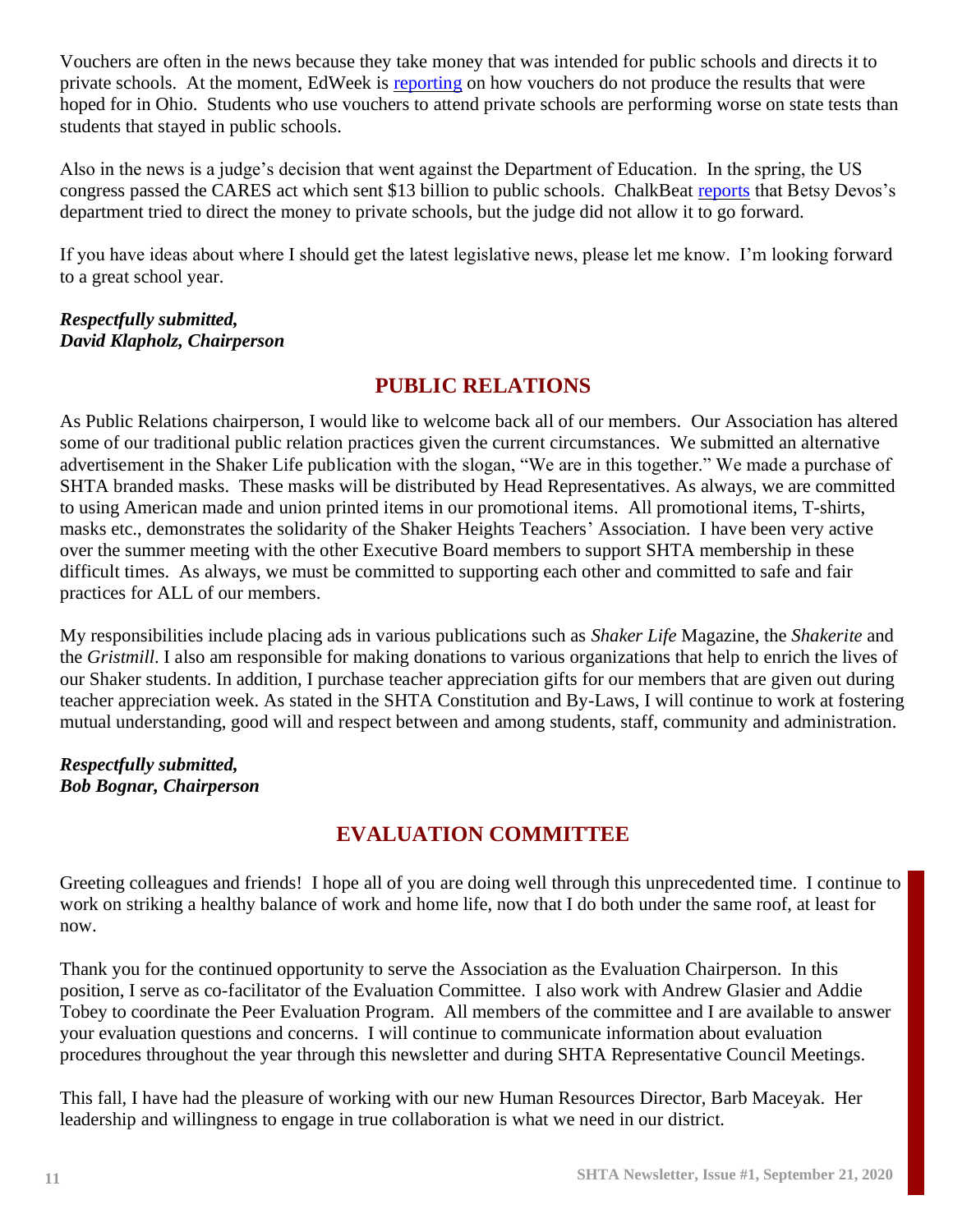Vouchers are often in the news because they take money that was intended for public schools and directs it to private schools. At the moment, EdWeek is reporting on how vouchers do not produce the results that were hoped for in Ohio. Students who use vouchers to attend private schools are performing worse on state tests than students that stayed in public schools.

Also in the news is a judge's decision that went against the Department of Education. In the spring, the US congress passed the CARES act which sent $13 billion to public schools. ChalkBeat reports that Betsy Devos's department tried to direct the money to private schools, but the judge did not allow it to go forward.

If you have ideas about where I should get the latest legislative news, please let me know. I'm looking forward to a great school year.

***Respectfully submitted,***
***David Klapholz, Chairperson***

## PUBLIC RELATIONS

As Public Relations chairperson, I would like to welcome back all of our members. Our Association has altered some of our traditional public relation practices given the current circumstances. We submitted an alternative advertisement in the Shaker Life publication with the slogan, "We are in this together." We made a purchase of SHTA branded masks. These masks will be distributed by Head Representatives. As always, we are committed to using American made and union printed items in our promotional items. All promotional items, T-shirts, masks etc., demonstrates the solidarity of the Shaker Heights Teachers' Association. I have been very active over the summer meeting with the other Executive Board members to support SHTA membership in these difficult times. As always, we must be committed to supporting each other and committed to safe and fair practices for ALL of our members.

My responsibilities include placing ads in various publications such as *Shaker Life* Magazine, the *Shakerite* and the *Gristmill*. I also am responsible for making donations to various organizations that help to enrich the lives of our Shaker students. In addition, I purchase teacher appreciation gifts for our members that are given out during teacher appreciation week. As stated in the SHTA Constitution and By-Laws, I will continue to work at fostering mutual understanding, good will and respect between and among students, staff, community and administration.

***Respectfully submitted,***
***Bob Bognar, Chairperson***

## EVALUATION COMMITTEE

Greeting colleagues and friends! I hope all of you are doing well through this unprecedented time. I continue to work on striking a healthy balance of work and home life, now that I do both under the same roof, at least for now.

Thank you for the continued opportunity to serve the Association as the Evaluation Chairperson. In this position, I serve as co-facilitator of the Evaluation Committee. I also work with Andrew Glasier and Addie Tobey to coordinate the Peer Evaluation Program. All members of the committee and I are available to answer your evaluation questions and concerns. I will continue to communicate information about evaluation procedures throughout the year through this newsletter and during SHTA Representative Council Meetings.

This fall, I have had the pleasure of working with our new Human Resources Director, Barb Maceyak. Her leadership and willingness to engage in true collaboration is what we need in our district.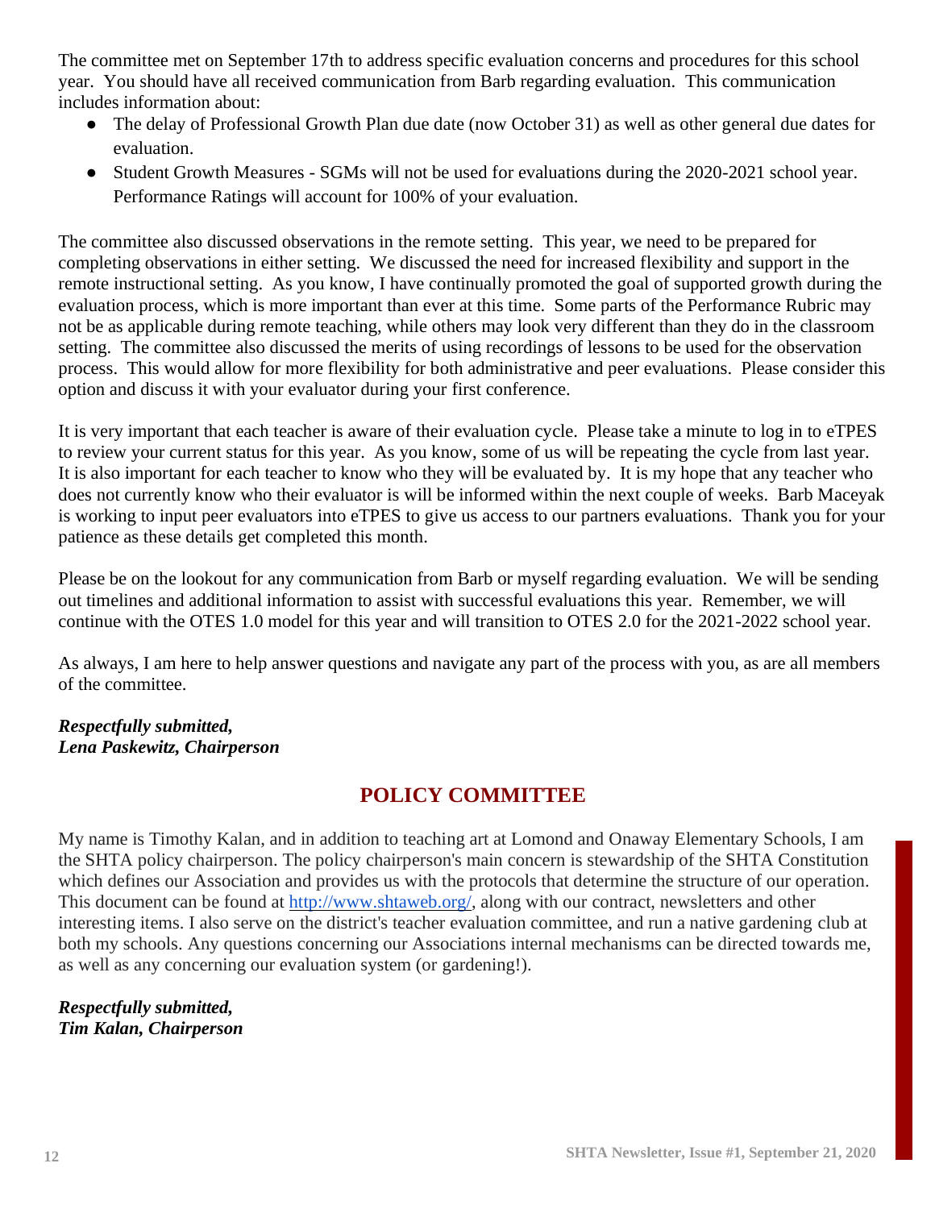The committee met on September 17th to address specific evaluation concerns and procedures for this school year. You should have all received communication from Barb regarding evaluation. This communication includes information about:

- The delay of Professional Growth Plan due date (now October 31) as well as other general due dates for evaluation.
- Student Growth Measures - SGMs will not be used for evaluations during the 2020-2021 school year. Performance Ratings will account for 100% of your evaluation.

The committee also discussed observations in the remote setting. This year, we need to be prepared for completing observations in either setting. We discussed the need for increased flexibility and support in the remote instructional setting. As you know, I have continually promoted the goal of supported growth during the evaluation process, which is more important than ever at this time. Some parts of the Performance Rubric may not be as applicable during remote teaching, while others may look very different than they do in the classroom setting. The committee also discussed the merits of using recordings of lessons to be used for the observation process. This would allow for more flexibility for both administrative and peer evaluations. Please consider this option and discuss it with your evaluator during your first conference.

It is very important that each teacher is aware of their evaluation cycle. Please take a minute to log in to eTPES to review your current status for this year. As you know, some of us will be repeating the cycle from last year. It is also important for each teacher to know who they will be evaluated by. It is my hope that any teacher who does not currently know who their evaluator is will be informed within the next couple of weeks. Barb Maceyak is working to input peer evaluators into eTPES to give us access to our partners evaluations. Thank you for your patience as these details get completed this month.

Please be on the lookout for any communication from Barb or myself regarding evaluation. We will be sending out timelines and additional information to assist with successful evaluations this year. Remember, we will continue with the OTES 1.0 model for this year and will transition to OTES 2.0 for the 2021-2022 school year.

As always, I am here to help answer questions and navigate any part of the process with you, as are all members of the committee.

***Respectfully submitted,***
***Lena Paskewitz, Chairperson***

## POLICY COMMITTEE

My name is Timothy Kalan, and in addition to teaching art at Lomond and Onaway Elementary Schools, I am the SHTA policy chairperson. The policy chairperson's main concern is stewardship of the SHTA Constitution which defines our Association and provides us with the protocols that determine the structure of our operation. This document can be found at [http://www.shtaweb.org/](http://www.shtaweb.org/), along with our contract, newsletters and other interesting items. I also serve on the district's teacher evaluation committee, and run a native gardening club at both my schools. Any questions concerning our Associations internal mechanisms can be directed towards me, as well as any concerning our evaluation system (or gardening!).

***Respectfully submitted,***
***Tim Kalan, Chairperson***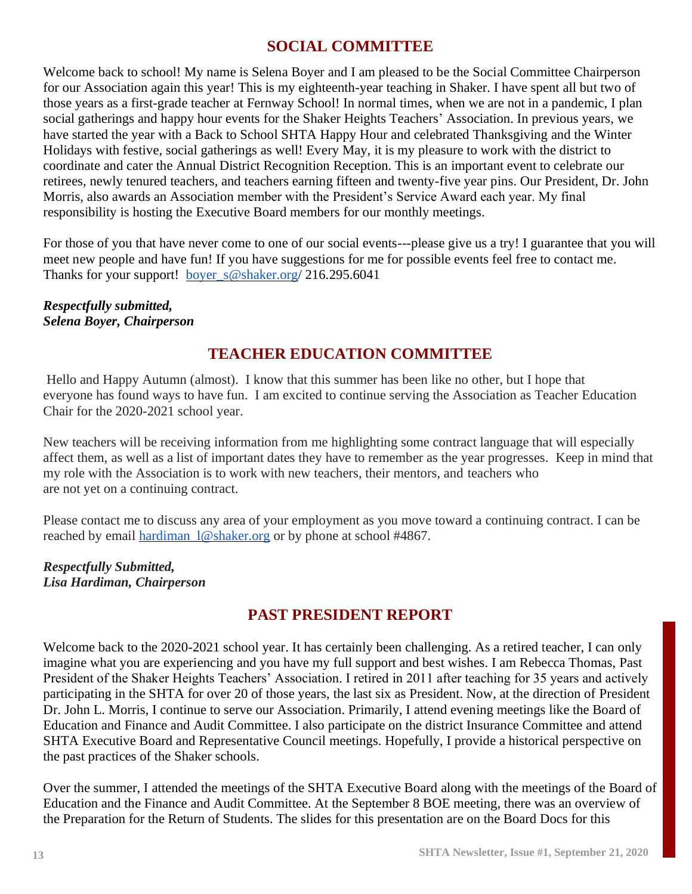## SOCIAL COMMITTEE

Welcome back to school! My name is Selena Boyer and I am pleased to be the Social Committee Chairperson for our Association again this year! This is my eighteenth-year teaching in Shaker. I have spent all but two of those years as a first-grade teacher at Fernway School! In normal times, when we are not in a pandemic, I plan social gatherings and happy hour events for the Shaker Heights Teachers' Association. In previous years, we have started the year with a Back to School SHTA Happy Hour and celebrated Thanksgiving and the Winter Holidays with festive, social gatherings as well! Every May, it is my pleasure to work with the district to coordinate and cater the Annual District Recognition Reception. This is an important event to celebrate our retirees, newly tenured teachers, and teachers earning fifteen and twenty-five year pins. Our President, Dr. John Morris, also awards an Association member with the President's Service Award each year. My final responsibility is hosting the Executive Board members for our monthly meetings.

For those of you that have never come to one of our social events---please give us a try! I guarantee that you will meet new people and have fun! If you have suggestions for me for possible events feel free to contact me. Thanks for your support! boyer_s@shaker.org/ 216.295.6041

***Respectfully submitted,***
***Selena Boyer, Chairperson***

## TEACHER EDUCATION COMMITTEE

Hello and Happy Autumn (almost). I know that this summer has been like no other, but I hope that everyone has found ways to have fun. I am excited to continue serving the Association as Teacher Education Chair for the 2020-2021 school year.

New teachers will be receiving information from me highlighting some contract language that will especially affect them, as well as a list of important dates they have to remember as the year progresses. Keep in mind that my role with the Association is to work with new teachers, their mentors, and teachers who are not yet on a continuing contract.

Please contact me to discuss any area of your employment as you move toward a continuing contract. I can be reached by email hardiman_l@shaker.org or by phone at school #4867.

***Respectfully Submitted,***
***Lisa Hardiman, Chairperson***

## PAST PRESIDENT REPORT

Welcome back to the 2020-2021 school year. It has certainly been challenging. As a retired teacher, I can only imagine what you are experiencing and you have my full support and best wishes. I am Rebecca Thomas, Past President of the Shaker Heights Teachers' Association. I retired in 2011 after teaching for 35 years and actively participating in the SHTA for over 20 of those years, the last six as President. Now, at the direction of President Dr. John L. Morris, I continue to serve our Association. Primarily, I attend evening meetings like the Board of Education and Finance and Audit Committee. I also participate on the district Insurance Committee and attend SHTA Executive Board and Representative Council meetings. Hopefully, I provide a historical perspective on the past practices of the Shaker schools.

Over the summer, I attended the meetings of the SHTA Executive Board along with the meetings of the Board of Education and the Finance and Audit Committee. At the September 8 BOE meeting, there was an overview of the Preparation for the Return of Students. The slides for this presentation are on the Board Docs for this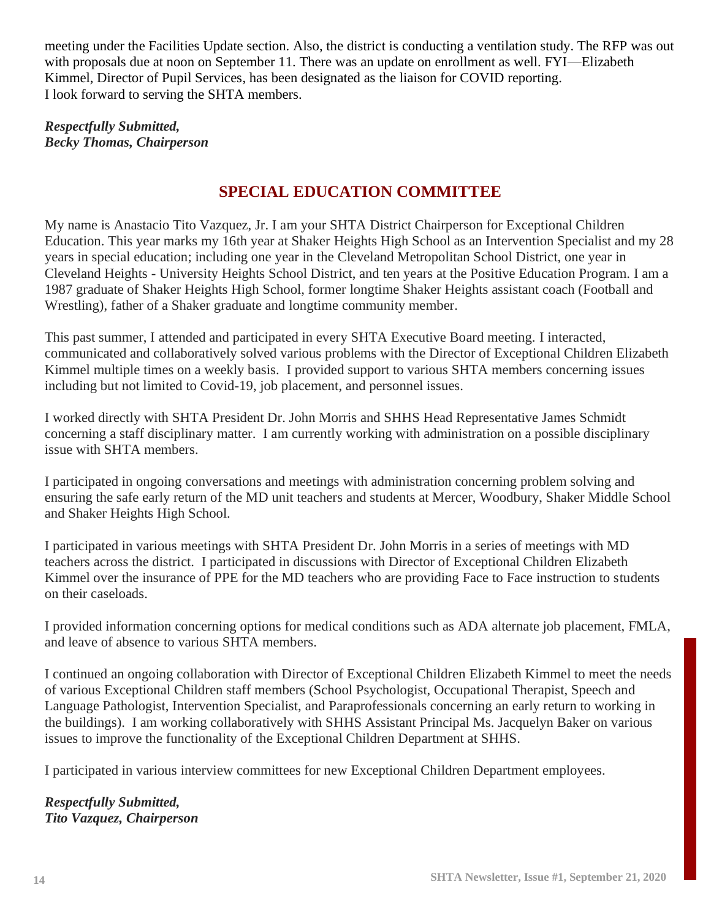meeting under the Facilities Update section. Also, the district is conducting a ventilation study. The RFP was out with proposals due at noon on September 11. There was an update on enrollment as well. FYI—Elizabeth Kimmel, Director of Pupil Services, has been designated as the liaison for COVID reporting.
I look forward to serving the SHTA members.

***Respectfully Submitted,***
***Becky Thomas, Chairperson***

## SPECIAL EDUCATION COMMITTEE

My name is Anastacio Tito Vazquez, Jr. I am your SHTA District Chairperson for Exceptional Children Education. This year marks my 16th year at Shaker Heights High School as an Intervention Specialist and my 28 years in special education; including one year in the Cleveland Metropolitan School District, one year in Cleveland Heights - University Heights School District, and ten years at the Positive Education Program. I am a 1987 graduate of Shaker Heights High School, former longtime Shaker Heights assistant coach (Football and Wrestling), father of a Shaker graduate and longtime community member.

This past summer, I attended and participated in every SHTA Executive Board meeting. I interacted, communicated and collaboratively solved various problems with the Director of Exceptional Children Elizabeth Kimmel multiple times on a weekly basis. I provided support to various SHTA members concerning issues including but not limited to Covid-19, job placement, and personnel issues.

I worked directly with SHTA President Dr. John Morris and SHHS Head Representative James Schmidt concerning a staff disciplinary matter. I am currently working with administration on a possible disciplinary issue with SHTA members.

I participated in ongoing conversations and meetings with administration concerning problem solving and ensuring the safe early return of the MD unit teachers and students at Mercer, Woodbury, Shaker Middle School and Shaker Heights High School.

I participated in various meetings with SHTA President Dr. John Morris in a series of meetings with MD teachers across the district. I participated in discussions with Director of Exceptional Children Elizabeth Kimmel over the insurance of PPE for the MD teachers who are providing Face to Face instruction to students on their caseloads.

I provided information concerning options for medical conditions such as ADA alternate job placement, FMLA, and leave of absence to various SHTA members.

I continued an ongoing collaboration with Director of Exceptional Children Elizabeth Kimmel to meet the needs of various Exceptional Children staff members (School Psychologist, Occupational Therapist, Speech and Language Pathologist, Intervention Specialist, and Paraprofessionals concerning an early return to working in the buildings). I am working collaboratively with SHHS Assistant Principal Ms. Jacquelyn Baker on various issues to improve the functionality of the Exceptional Children Department at SHHS.

I participated in various interview committees for new Exceptional Children Department employees.

***Respectfully Submitted,***
***Tito Vazquez, Chairperson***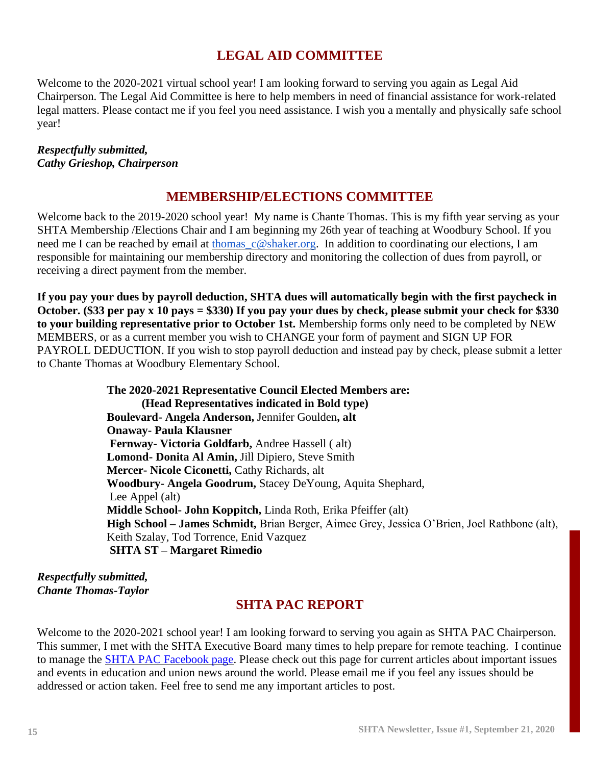## LEGAL AID COMMITTEE

Welcome to the 2020-2021 virtual school year! I am looking forward to serving you again as Legal Aid Chairperson. The Legal Aid Committee is here to help members in need of financial assistance for work-related legal matters. Please contact me if you feel you need assistance. I wish you a mentally and physically safe school year!

***Respectfully submitted,***
***Cathy Grieshop, Chairperson***

## MEMBERSHIP/ELECTIONS COMMITTEE

Welcome back to the 2019-2020 school year! My name is Chante Thomas. This is my fifth year serving as your SHTA Membership /Elections Chair and I am beginning my 26th year of teaching at Woodbury School. If you need me I can be reached by email at thomas_c@shaker.org. In addition to coordinating our elections, I am responsible for maintaining our membership directory and monitoring the collection of dues from payroll, or receiving a direct payment from the member.

**If you pay your dues by payroll deduction, SHTA dues will automatically begin with the first paycheck in October. ($33 per pay x 10 pays = $330) If you pay your dues by check, please submit your check for $330 to your building representative prior to October 1st.** Membership forms only need to be completed by NEW MEMBERS, or as a current member you wish to CHANGE your form of payment and SIGN UP FOR PAYROLL DEDUCTION. If you wish to stop payroll deduction and instead pay by check, please submit a letter to Chante Thomas at Woodbury Elementary School.

**The 2020-2021 Representative Council Elected Members are:**
**(Head Representatives indicated in Bold type)**
**Boulevard- Angela Anderson,** Jennifer Goulden**, alt**
**Onaway- Paula Klausner**
**Fernway- Victoria Goldfarb,** Andree Hassell ( alt)
**Lomond- Donita Al Amin,** Jill Dipiero, Steve Smith
**Mercer- Nicole Ciconetti,** Cathy Richards, alt
**Woodbury- Angela Goodrum,** Stacey DeYoung, Aquita Shephard, Lee Appel (alt)
**Middle School- John Koppitch,** Linda Roth, Erika Pfeiffer (alt)
**High School – James Schmidt,** Brian Berger, Aimee Grey, Jessica O'Brien, Joel Rathbone (alt), Keith Szalay, Tod Torrence, Enid Vazquez
**SHTA ST – Margaret Rimedio**

***Respectfully submitted,***
***Chante Thomas-Taylor***

## SHTA PAC REPORT

Welcome to the 2020-2021 school year! I am looking forward to serving you again as SHTA PAC Chairperson. This summer, I met with the SHTA Executive Board many times to help prepare for remote teaching. I continue to manage the SHTA PAC Facebook page. Please check out this page for current articles about important issues and events in education and union news around the world. Please email me if you feel any issues should be addressed or action taken. Feel free to send me any important articles to post.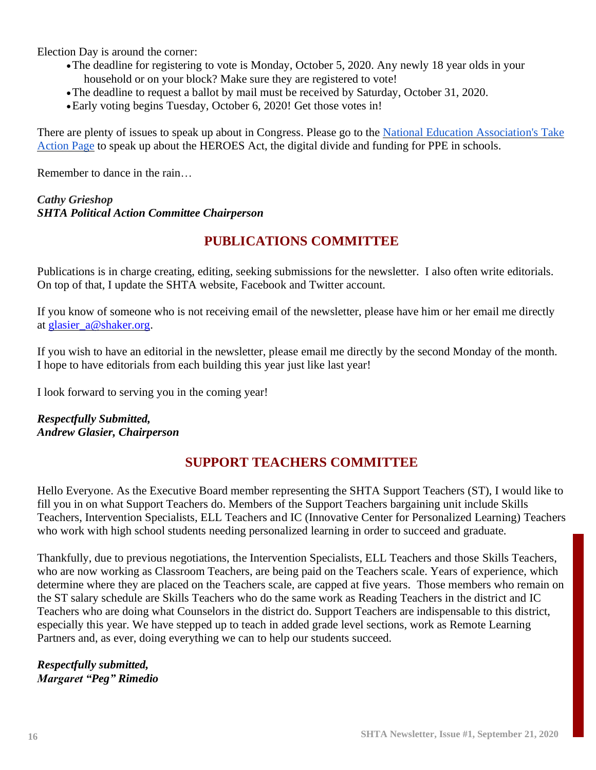Election Day is around the corner:

- The deadline for registering to vote is Monday, October 5, 2020. Any newly 18 year olds in your household or on your block? Make sure they are registered to vote!
- The deadline to request a ballot by mail must be received by Saturday, October 31, 2020.
- Early voting begins Tuesday, October 6, 2020! Get those votes in!

There are plenty of issues to speak up about in Congress. Please go to the National Education Association's Take Action Page to speak up about the HEROES Act, the digital divide and funding for PPE in schools.

Remember to dance in the rain…

***Cathy Grieshop***
***SHTA Political Action Committee Chairperson***

## PUBLICATIONS COMMITTEE

Publications is in charge creating, editing, seeking submissions for the newsletter. I also often write editorials. On top of that, I update the SHTA website, Facebook and Twitter account.

If you know of someone who is not receiving email of the newsletter, please have him or her email me directly at glasier_a@shaker.org.

If you wish to have an editorial in the newsletter, please email me directly by the second Monday of the month. I hope to have editorials from each building this year just like last year!

I look forward to serving you in the coming year!

***Respectfully Submitted,***
***Andrew Glasier, Chairperson***

## SUPPORT TEACHERS COMMITTEE

Hello Everyone. As the Executive Board member representing the SHTA Support Teachers (ST), I would like to fill you in on what Support Teachers do. Members of the Support Teachers bargaining unit include Skills Teachers, Intervention Specialists, ELL Teachers and IC (Innovative Center for Personalized Learning) Teachers who work with high school students needing personalized learning in order to succeed and graduate.

Thankfully, due to previous negotiations, the Intervention Specialists, ELL Teachers and those Skills Teachers, who are now working as Classroom Teachers, are being paid on the Teachers scale. Years of experience, which determine where they are placed on the Teachers scale, are capped at five years. Those members who remain on the ST salary schedule are Skills Teachers who do the same work as Reading Teachers in the district and IC Teachers who are doing what Counselors in the district do. Support Teachers are indispensable to this district, especially this year. We have stepped up to teach in added grade level sections, work as Remote Learning Partners and, as ever, doing everything we can to help our students succeed.

***Respectfully submitted,***
***Margaret "Peg" Rimedio***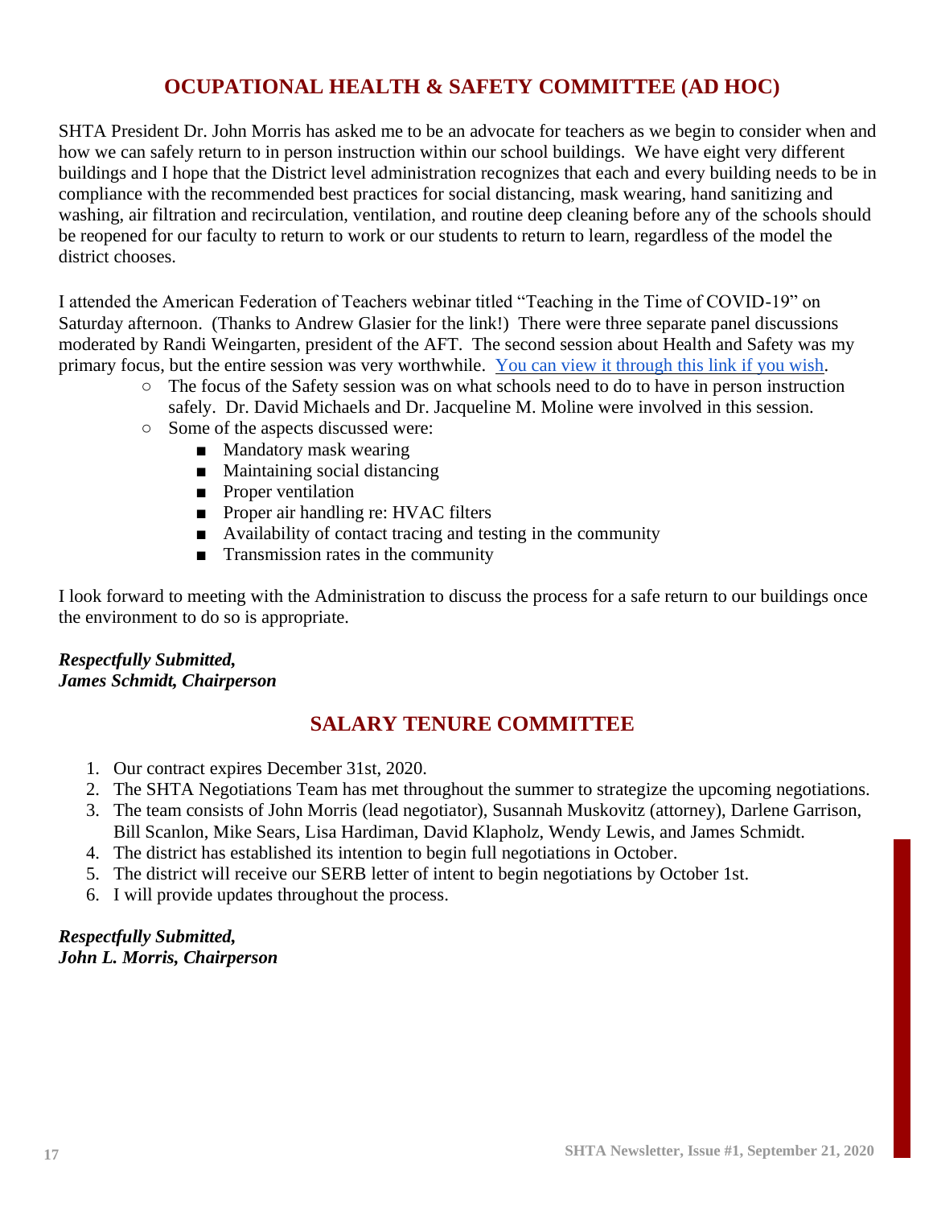## OCUPATIONAL HEALTH & SAFETY COMMITTEE (AD HOC)

SHTA President Dr. John Morris has asked me to be an advocate for teachers as we begin to consider when and how we can safely return to in person instruction within our school buildings. We have eight very different buildings and I hope that the District level administration recognizes that each and every building needs to be in compliance with the recommended best practices for social distancing, mask wearing, hand sanitizing and washing, air filtration and recirculation, ventilation, and routine deep cleaning before any of the schools should be reopened for our faculty to return to work or our students to return to learn, regardless of the model the district chooses.

I attended the American Federation of Teachers webinar titled "Teaching in the Time of COVID-19" on Saturday afternoon. (Thanks to Andrew Glasier for the link!) There were three separate panel discussions moderated by Randi Weingarten, president of the AFT. The second session about Health and Safety was my primary focus, but the entire session was very worthwhile. You can view it through this link if you wish.

- The focus of the Safety session was on what schools need to do to have in person instruction safely. Dr. David Michaels and Dr. Jacqueline M. Moline were involved in this session.
- Some of the aspects discussed were:
    - Mandatory mask wearing
    - Maintaining social distancing
    - Proper ventilation
    - Proper air handling re: HVAC filters
    - Availability of contact tracing and testing in the community
    - Transmission rates in the community

I look forward to meeting with the Administration to discuss the process for a safe return to our buildings once the environment to do so is appropriate.

***Respectfully Submitted,***
***James Schmidt, Chairperson***

## SALARY TENURE COMMITTEE

1. Our contract expires December 31st, 2020.
2. The SHTA Negotiations Team has met throughout the summer to strategize the upcoming negotiations.
3. The team consists of John Morris (lead negotiator), Susannah Muskovitz (attorney), Darlene Garrison, Bill Scanlon, Mike Sears, Lisa Hardiman, David Klapholz, Wendy Lewis, and James Schmidt.
4. The district has established its intention to begin full negotiations in October.
5. The district will receive our SERB letter of intent to begin negotiations by October 1st.
6. I will provide updates throughout the process.

***Respectfully Submitted,***
***John L. Morris, Chairperson***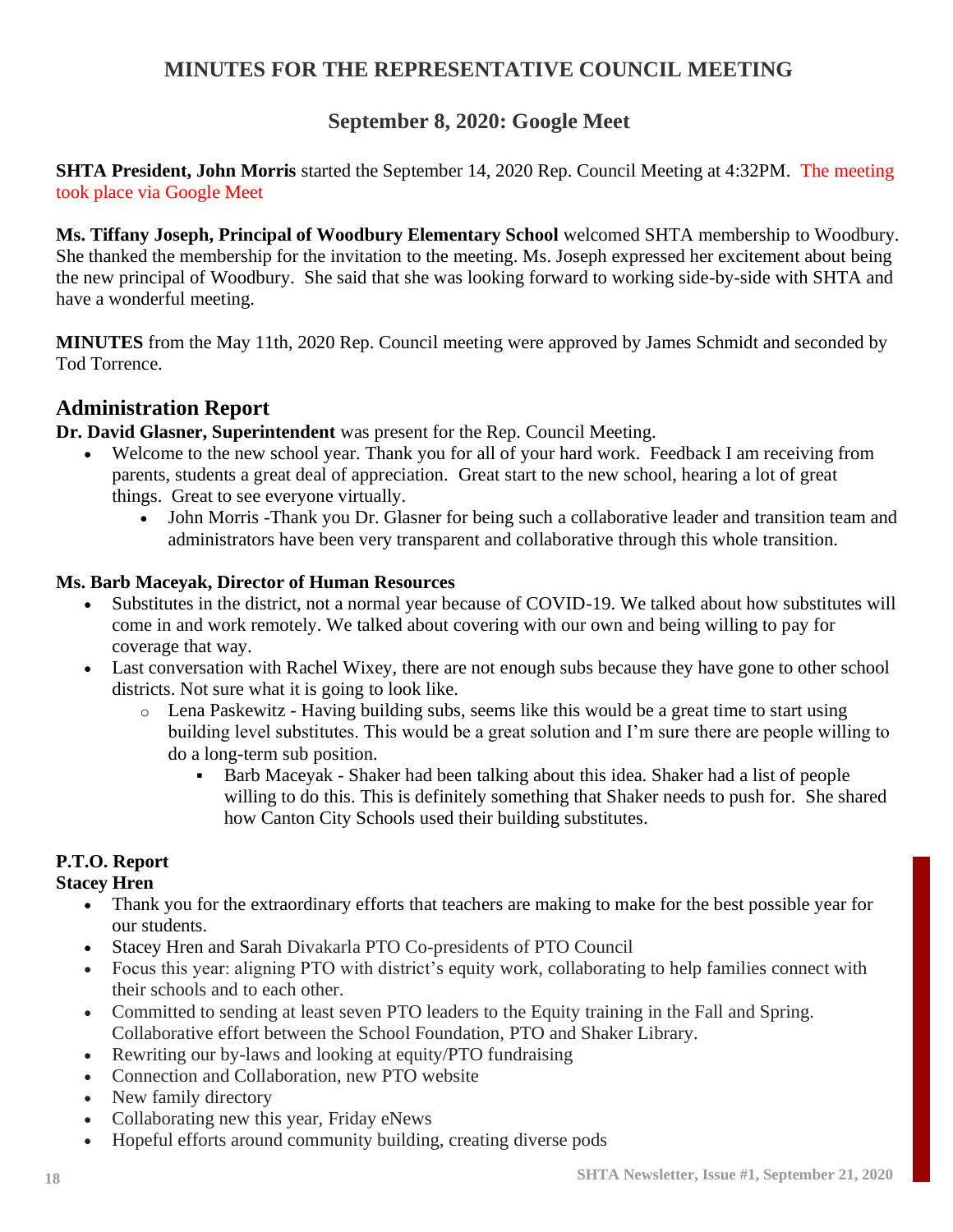## MINUTES FOR THE REPRESENTATIVE COUNCIL MEETING

### September 8, 2020: Google Meet

**SHTA President, John Morris** started the September 14, 2020 Rep. Council Meeting at 4:32PM. The meeting took place via Google Meet

**Ms. Tiffany Joseph, Principal of Woodbury Elementary School** welcomed SHTA membership to Woodbury. She thanked the membership for the invitation to the meeting. Ms. Joseph expressed her excitement about being the new principal of Woodbury. She said that she was looking forward to working side-by-side with SHTA and have a wonderful meeting.

**MINUTES** from the May 11th, 2020 Rep. Council meeting were approved by James Schmidt and seconded by Tod Torrence.

## Administration Report

**Dr. David Glasner, Superintendent** was present for the Rep. Council Meeting.

- Welcome to the new school year. Thank you for all of your hard work. Feedback I am receiving from parents, students a great deal of appreciation. Great start to the new school, hearing a lot of great things. Great to see everyone virtually.
  - John Morris -Thank you Dr. Glasner for being such a collaborative leader and transition team and administrators have been very transparent and collaborative through this whole transition.

**Ms. Barb Maceyak, Director of Human Resources**

- Substitutes in the district, not a normal year because of COVID-19. We talked about how substitutes will come in and work remotely. We talked about covering with our own and being willing to pay for coverage that way.
- Last conversation with Rachel Wixey, there are not enough subs because they have gone to other school districts. Not sure what it is going to look like.
  - Lena Paskewitz - Having building subs, seems like this would be a great time to start using building level substitutes. This would be a great solution and I'm sure there are people willing to do a long-term sub position.
    - Barb Maceyak - Shaker had been talking about this idea. Shaker had a list of people willing to do this. This is definitely something that Shaker needs to push for. She shared how Canton City Schools used their building substitutes.

**P.T.O. Report**

**Stacey Hren**

- Thank you for the extraordinary efforts that teachers are making to make for the best possible year for our students.
- Stacey Hren and Sarah Divakarla PTO Co-presidents of PTO Council
- Focus this year: aligning PTO with district's equity work, collaborating to help families connect with their schools and to each other.
- Committed to sending at least seven PTO leaders to the Equity training in the Fall and Spring. Collaborative effort between the School Foundation, PTO and Shaker Library.
- Rewriting our by-laws and looking at equity/PTO fundraising
- Connection and Collaboration, new PTO website
- New family directory
- Collaborating new this year, Friday eNews
- Hopeful efforts around community building, creating diverse pods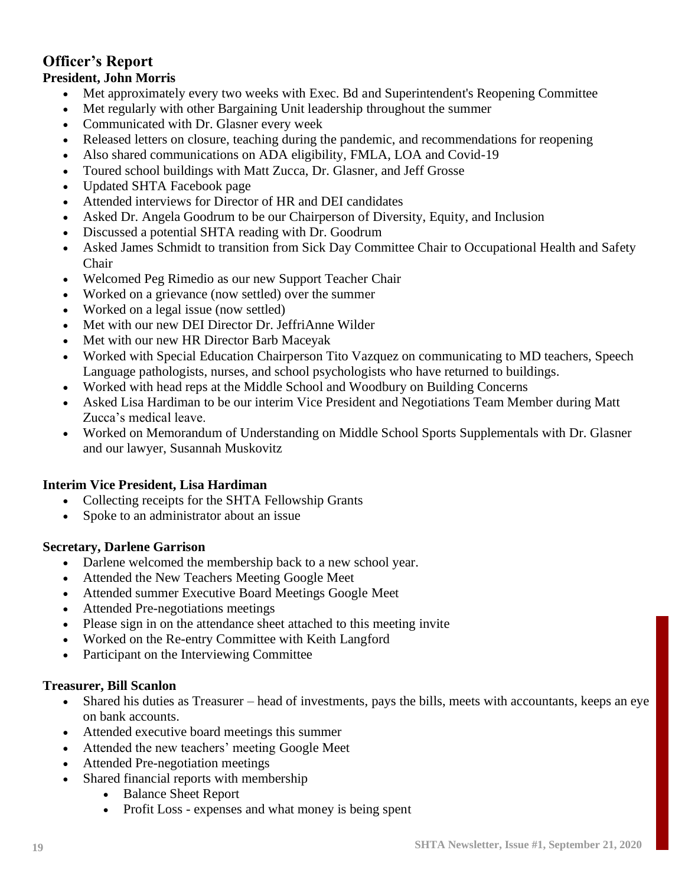# Officer's Report

**President, John Morris**

- Met approximately every two weeks with Exec. Bd and Superintendent's Reopening Committee
- Met regularly with other Bargaining Unit leadership throughout the summer
- Communicated with Dr. Glasner every week
- Released letters on closure, teaching during the pandemic, and recommendations for reopening
- Also shared communications on ADA eligibility, FMLA, LOA and Covid-19
- Toured school buildings with Matt Zucca, Dr. Glasner, and Jeff Grosse
- Updated SHTA Facebook page
- Attended interviews for Director of HR and DEI candidates
- Asked Dr. Angela Goodrum to be our Chairperson of Diversity, Equity, and Inclusion
- Discussed a potential SHTA reading with Dr. Goodrum
- Asked James Schmidt to transition from Sick Day Committee Chair to Occupational Health and Safety Chair
- Welcomed Peg Rimedio as our new Support Teacher Chair
- Worked on a grievance (now settled) over the summer
- Worked on a legal issue (now settled)
- Met with our new DEI Director Dr. JeffriAnne Wilder
- Met with our new HR Director Barb Maceyak
- Worked with Special Education Chairperson Tito Vazquez on communicating to MD teachers, Speech Language pathologists, nurses, and school psychologists who have returned to buildings.
- Worked with head reps at the Middle School and Woodbury on Building Concerns
- Asked Lisa Hardiman to be our interim Vice President and Negotiations Team Member during Matt Zucca's medical leave.
- Worked on Memorandum of Understanding on Middle School Sports Supplementals with Dr. Glasner and our lawyer, Susannah Muskovitz

**Interim Vice President, Lisa Hardiman**

- Collecting receipts for the SHTA Fellowship Grants
- Spoke to an administrator about an issue

**Secretary, Darlene Garrison**

- Darlene welcomed the membership back to a new school year.
- Attended the New Teachers Meeting Google Meet
- Attended summer Executive Board Meetings Google Meet
- Attended Pre-negotiations meetings
- Please sign in on the attendance sheet attached to this meeting invite
- Worked on the Re-entry Committee with Keith Langford
- Participant on the Interviewing Committee

**Treasurer, Bill Scanlon**

- Shared his duties as Treasurer – head of investments, pays the bills, meets with accountants, keeps an eye on bank accounts.
- Attended executive board meetings this summer
- Attended the new teachers' meeting Google Meet
- Attended Pre-negotiation meetings
- Shared financial reports with membership
  - Balance Sheet Report
  - Profit Loss - expenses and what money is being spent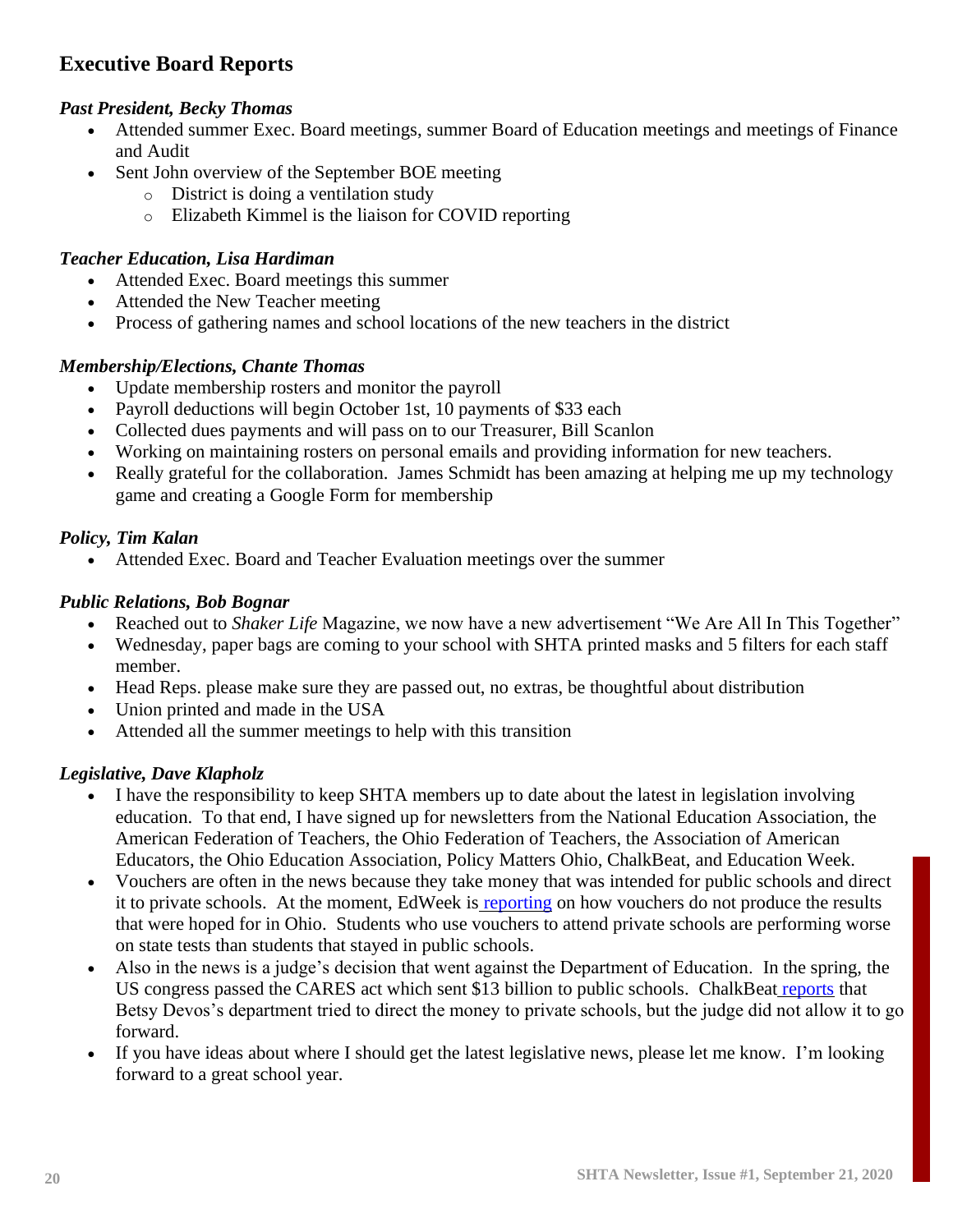## Executive Board Reports

### *Past President, Becky Thomas*

- Attended summer Exec. Board meetings, summer Board of Education meetings and meetings of Finance and Audit
- Sent John overview of the September BOE meeting
  - District is doing a ventilation study
  - Elizabeth Kimmel is the liaison for COVID reporting

### *Teacher Education, Lisa Hardiman*

- Attended Exec. Board meetings this summer
- Attended the New Teacher meeting
- Process of gathering names and school locations of the new teachers in the district

### *Membership/Elections, Chante Thomas*

- Update membership rosters and monitor the payroll
- Payroll deductions will begin October 1st, 10 payments of $33 each
- Collected dues payments and will pass on to our Treasurer, Bill Scanlon
- Working on maintaining rosters on personal emails and providing information for new teachers.
- Really grateful for the collaboration. James Schmidt has been amazing at helping me up my technology game and creating a Google Form for membership

### *Policy, Tim Kalan*

- Attended Exec. Board and Teacher Evaluation meetings over the summer

### *Public Relations, Bob Bognar*

- Reached out to *Shaker Life* Magazine, we now have a new advertisement "We Are All In This Together"
- Wednesday, paper bags are coming to your school with SHTA printed masks and 5 filters for each staff member.
- Head Reps. please make sure they are passed out, no extras, be thoughtful about distribution
- Union printed and made in the USA
- Attended all the summer meetings to help with this transition

### *Legislative, Dave Klapholz*

- I have the responsibility to keep SHTA members up to date about the latest in legislation involving education. To that end, I have signed up for newsletters from the National Education Association, the American Federation of Teachers, the Ohio Federation of Teachers, the Association of American Educators, the Ohio Education Association, Policy Matters Ohio, ChalkBeat, and Education Week.
- Vouchers are often in the news because they take money that was intended for public schools and direct it to private schools. At the moment, EdWeek is reporting on how vouchers do not produce the results that were hoped for in Ohio. Students who use vouchers to attend private schools are performing worse on state tests than students that stayed in public schools.
- Also in the news is a judge's decision that went against the Department of Education. In the spring, the US congress passed the CARES act which sent $13 billion to public schools. ChalkBeat reports that Betsy Devos's department tried to direct the money to private schools, but the judge did not allow it to go forward.
- If you have ideas about where I should get the latest legislative news, please let me know. I'm looking forward to a great school year.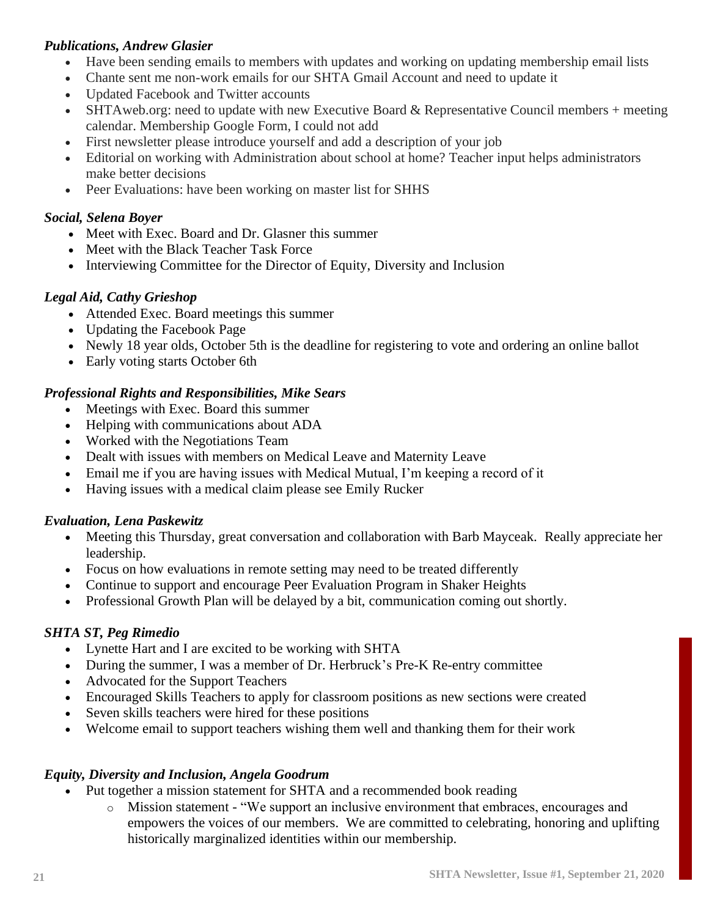***Publications, Andrew Glasier***

- Have been sending emails to members with updates and working on updating membership email lists
- Chante sent me non-work emails for our SHTA Gmail Account and need to update it
- Updated Facebook and Twitter accounts
- SHTAweb.org: need to update with new Executive Board & Representative Council members + meeting calendar. Membership Google Form, I could not add
- First newsletter please introduce yourself and add a description of your job
- Editorial on working with Administration about school at home? Teacher input helps administrators make better decisions
- Peer Evaluations: have been working on master list for SHHS

***Social, Selena Boyer***

- Meet with Exec. Board and Dr. Glasner this summer
- Meet with the Black Teacher Task Force
- Interviewing Committee for the Director of Equity, Diversity and Inclusion

***Legal Aid, Cathy Grieshop***

- Attended Exec. Board meetings this summer
- Updating the Facebook Page
- Newly 18 year olds, October 5th is the deadline for registering to vote and ordering an online ballot
- Early voting starts October 6th

***Professional Rights and Responsibilities, Mike Sears***

- Meetings with Exec. Board this summer
- Helping with communications about ADA
- Worked with the Negotiations Team
- Dealt with issues with members on Medical Leave and Maternity Leave
- Email me if you are having issues with Medical Mutual, I'm keeping a record of it
- Having issues with a medical claim please see Emily Rucker

***Evaluation, Lena Paskewitz***

- Meeting this Thursday, great conversation and collaboration with Barb Mayceak. Really appreciate her leadership.
- Focus on how evaluations in remote setting may need to be treated differently
- Continue to support and encourage Peer Evaluation Program in Shaker Heights
- Professional Growth Plan will be delayed by a bit, communication coming out shortly.

***SHTA ST, Peg Rimedio***

- Lynette Hart and I are excited to be working with SHTA
- During the summer, I was a member of Dr. Herbruck's Pre-K Re-entry committee
- Advocated for the Support Teachers
- Encouraged Skills Teachers to apply for classroom positions as new sections were created
- Seven skills teachers were hired for these positions
- Welcome email to support teachers wishing them well and thanking them for their work

***Equity, Diversity and Inclusion, Angela Goodrum***

- Put together a mission statement for SHTA and a recommended book reading
  - Mission statement - "We support an inclusive environment that embraces, encourages and empowers the voices of our members. We are committed to celebrating, honoring and uplifting historically marginalized identities within our membership.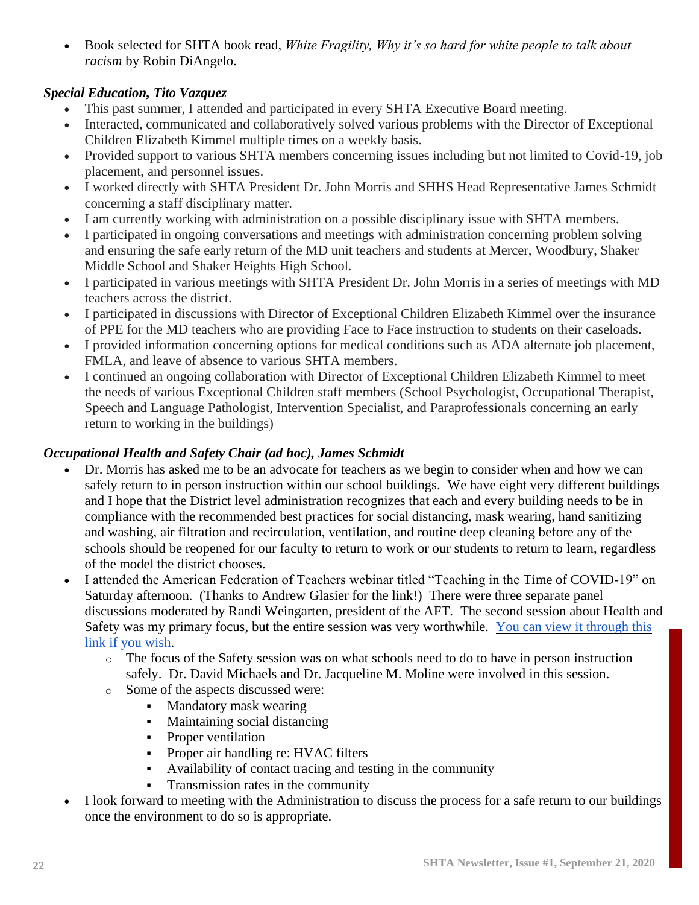- Book selected for SHTA book read, *White Fragility, Why it's so hard for white people to talk about racism* by Robin DiAngelo.

***Special Education, Tito Vazquez***

- This past summer, I attended and participated in every SHTA Executive Board meeting.
- Interacted, communicated and collaboratively solved various problems with the Director of Exceptional Children Elizabeth Kimmel multiple times on a weekly basis.
- Provided support to various SHTA members concerning issues including but not limited to Covid-19, job placement, and personnel issues.
- I worked directly with SHTA President Dr. John Morris and SHHS Head Representative James Schmidt concerning a staff disciplinary matter.
- I am currently working with administration on a possible disciplinary issue with SHTA members.
- I participated in ongoing conversations and meetings with administration concerning problem solving and ensuring the safe early return of the MD unit teachers and students at Mercer, Woodbury, Shaker Middle School and Shaker Heights High School.
- I participated in various meetings with SHTA President Dr. John Morris in a series of meetings with MD teachers across the district.
- I participated in discussions with Director of Exceptional Children Elizabeth Kimmel over the insurance of PPE for the MD teachers who are providing Face to Face instruction to students on their caseloads.
- I provided information concerning options for medical conditions such as ADA alternate job placement, FMLA, and leave of absence to various SHTA members.
- I continued an ongoing collaboration with Director of Exceptional Children Elizabeth Kimmel to meet the needs of various Exceptional Children staff members (School Psychologist, Occupational Therapist, Speech and Language Pathologist, Intervention Specialist, and Paraprofessionals concerning an early return to working in the buildings)

***Occupational Health and Safety Chair (ad hoc), James Schmidt***

- Dr. Morris has asked me to be an advocate for teachers as we begin to consider when and how we can safely return to in person instruction within our school buildings. We have eight very different buildings and I hope that the District level administration recognizes that each and every building needs to be in compliance with the recommended best practices for social distancing, mask wearing, hand sanitizing and washing, air filtration and recirculation, ventilation, and routine deep cleaning before any of the schools should be reopened for our faculty to return to work or our students to return to learn, regardless of the model the district chooses.
- I attended the American Federation of Teachers webinar titled "Teaching in the Time of COVID-19" on Saturday afternoon. (Thanks to Andrew Glasier for the link!) There were three separate panel discussions moderated by Randi Weingarten, president of the AFT. The second session about Health and Safety was my primary focus, but the entire session was very worthwhile. You can view it through this link if you wish.
  - The focus of the Safety session was on what schools need to do to have in person instruction safely. Dr. David Michaels and Dr. Jacqueline M. Moline were involved in this session.
  - Some of the aspects discussed were:
    - Mandatory mask wearing
    - Maintaining social distancing
    - Proper ventilation
    - Proper air handling re: HVAC filters
    - Availability of contact tracing and testing in the community
    - Transmission rates in the community
- I look forward to meeting with the Administration to discuss the process for a safe return to our buildings once the environment to do so is appropriate.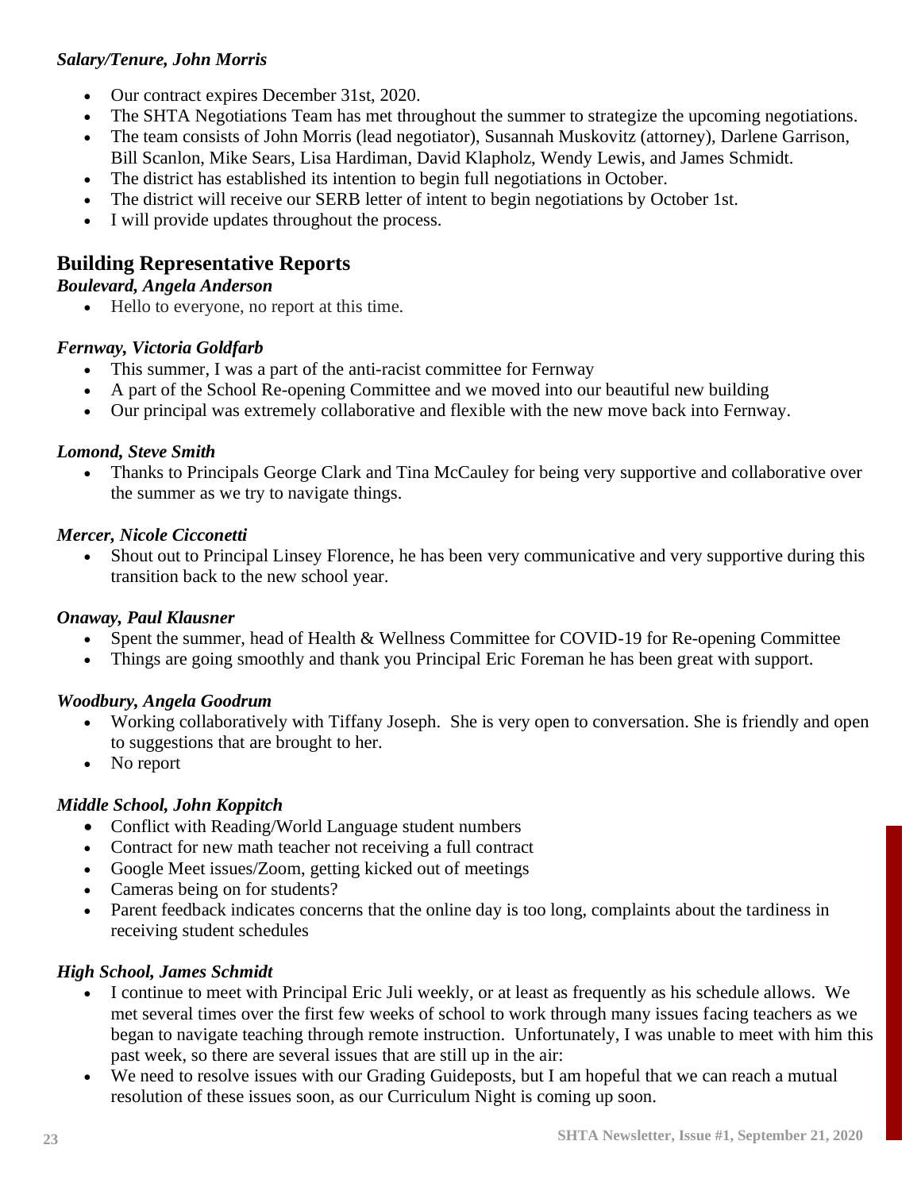*Salary/Tenure, John Morris*

- Our contract expires December 31st, 2020.
- The SHTA Negotiations Team has met throughout the summer to strategize the upcoming negotiations.
- The team consists of John Morris (lead negotiator), Susannah Muskovitz (attorney), Darlene Garrison, Bill Scanlon, Mike Sears, Lisa Hardiman, David Klapholz, Wendy Lewis, and James Schmidt.
- The district has established its intention to begin full negotiations in October.
- The district will receive our SERB letter of intent to begin negotiations by October 1st.
- I will provide updates throughout the process.

## Building Representative Reports

*Boulevard, Angela Anderson*

- Hello to everyone, no report at this time.

*Fernway, Victoria Goldfarb*

- This summer, I was a part of the anti-racist committee for Fernway
- A part of the School Re-opening Committee and we moved into our beautiful new building
- Our principal was extremely collaborative and flexible with the new move back into Fernway.

*Lomond, Steve Smith*

- Thanks to Principals George Clark and Tina McCauley for being very supportive and collaborative over the summer as we try to navigate things.

*Mercer, Nicole Cicconetti*

- Shout out to Principal Linsey Florence, he has been very communicative and very supportive during this transition back to the new school year.

*Onaway, Paul Klausner*

- Spent the summer, head of Health & Wellness Committee for COVID-19 for Re-opening Committee
- Things are going smoothly and thank you Principal Eric Foreman he has been great with support.

*Woodbury, Angela Goodrum*

- Working collaboratively with Tiffany Joseph. She is very open to conversation. She is friendly and open to suggestions that are brought to her.
- No report

*Middle School, John Koppitch*

- Conflict with Reading/World Language student numbers
- Contract for new math teacher not receiving a full contract
- Google Meet issues/Zoom, getting kicked out of meetings
- Cameras being on for students?
- Parent feedback indicates concerns that the online day is too long, complaints about the tardiness in receiving student schedules

*High School, James Schmidt*

- I continue to meet with Principal Eric Juli weekly, or at least as frequently as his schedule allows. We met several times over the first few weeks of school to work through many issues facing teachers as we began to navigate teaching through remote instruction. Unfortunately, I was unable to meet with him this past week, so there are several issues that are still up in the air:
- We need to resolve issues with our Grading Guideposts, but I am hopeful that we can reach a mutual resolution of these issues soon, as our Curriculum Night is coming up soon.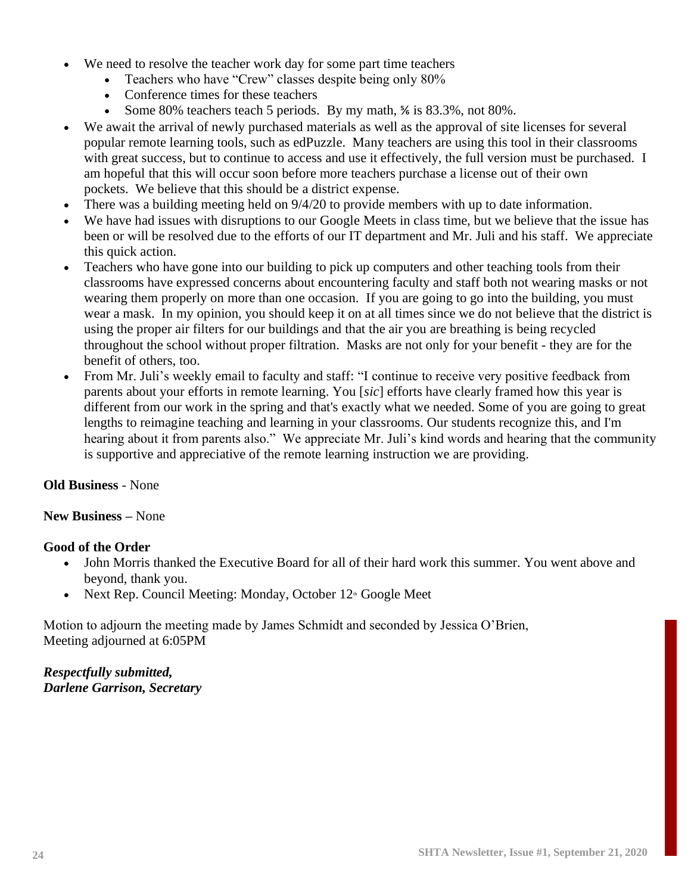- We need to resolve the teacher work day for some part time teachers
  - Teachers who have "Crew" classes despite being only 80%
  - Conference times for these teachers
  - Some 80% teachers teach 5 periods. By my math, ⅚ is 83.3%, not 80%.
- We await the arrival of newly purchased materials as well as the approval of site licenses for several popular remote learning tools, such as edPuzzle. Many teachers are using this tool in their classrooms with great success, but to continue to access and use it effectively, the full version must be purchased. I am hopeful that this will occur soon before more teachers purchase a license out of their own pockets. We believe that this should be a district expense.
- There was a building meeting held on 9/4/20 to provide members with up to date information.
- We have had issues with disruptions to our Google Meets in class time, but we believe that the issue has been or will be resolved due to the efforts of our IT department and Mr. Juli and his staff. We appreciate this quick action.
- Teachers who have gone into our building to pick up computers and other teaching tools from their classrooms have expressed concerns about encountering faculty and staff both not wearing masks or not wearing them properly on more than one occasion. If you are going to go into the building, you must wear a mask. In my opinion, you should keep it on at all times since we do not believe that the district is using the proper air filters for our buildings and that the air you are breathing is being recycled throughout the school without proper filtration. Masks are not only for your benefit - they are for the benefit of others, too.
- From Mr. Juli's weekly email to faculty and staff: "I continue to receive very positive feedback from parents about your efforts in remote learning. You [*sic*] efforts have clearly framed how this year is different from our work in the spring and that's exactly what we needed. Some of you are going to great lengths to reimagine teaching and learning in your classrooms. Our students recognize this, and I'm hearing about it from parents also." We appreciate Mr. Juli's kind words and hearing that the community is supportive and appreciative of the remote learning instruction we are providing.

**Old Business** - None

**New Business –** None

**Good of the Order**
- John Morris thanked the Executive Board for all of their hard work this summer. You went above and beyond, thank you.
- Next Rep. Council Meeting: Monday, October 12th Google Meet

Motion to adjourn the meeting made by James Schmidt and seconded by Jessica O'Brien,
Meeting adjourned at 6:05PM

***Respectfully submitted,***
***Darlene Garrison, Secretary***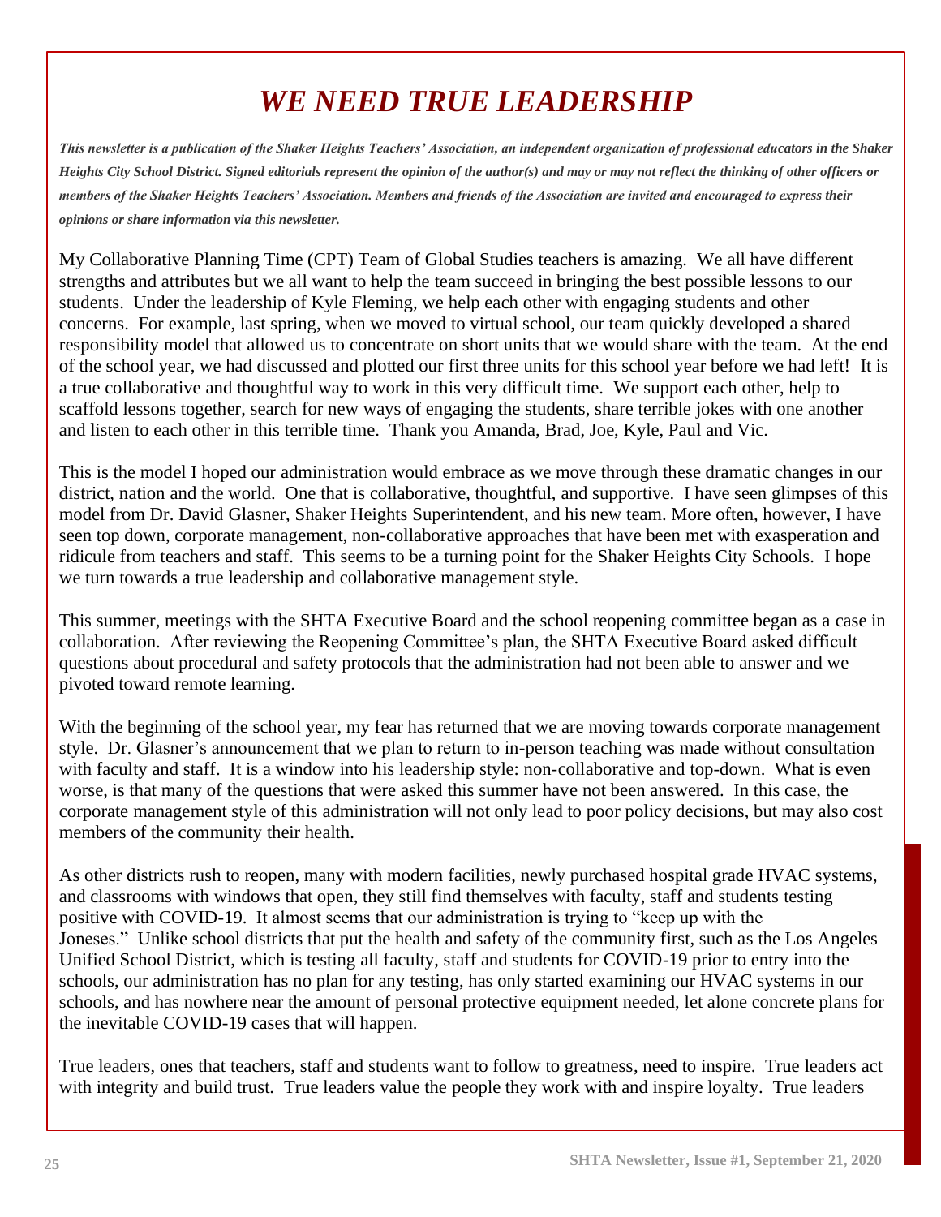# *WE NEED TRUE LEADERSHIP*

***This newsletter is a publication of the Shaker Heights Teachers' Association, an independent organization of professional educators in the Shaker Heights City School District. Signed editorials represent the opinion of the author(s) and may or may not reflect the thinking of other officers or members of the Shaker Heights Teachers' Association. Members and friends of the Association are invited and encouraged to express their opinions or share information via this newsletter.***

My Collaborative Planning Time (CPT) Team of Global Studies teachers is amazing. We all have different strengths and attributes but we all want to help the team succeed in bringing the best possible lessons to our students. Under the leadership of Kyle Fleming, we help each other with engaging students and other concerns. For example, last spring, when we moved to virtual school, our team quickly developed a shared responsibility model that allowed us to concentrate on short units that we would share with the team. At the end of the school year, we had discussed and plotted our first three units for this school year before we had left! It is a true collaborative and thoughtful way to work in this very difficult time. We support each other, help to scaffold lessons together, search for new ways of engaging the students, share terrible jokes with one another and listen to each other in this terrible time. Thank you Amanda, Brad, Joe, Kyle, Paul and Vic.

This is the model I hoped our administration would embrace as we move through these dramatic changes in our district, nation and the world. One that is collaborative, thoughtful, and supportive. I have seen glimpses of this model from Dr. David Glasner, Shaker Heights Superintendent, and his new team. More often, however, I have seen top down, corporate management, non-collaborative approaches that have been met with exasperation and ridicule from teachers and staff. This seems to be a turning point for the Shaker Heights City Schools. I hope we turn towards a true leadership and collaborative management style.

This summer, meetings with the SHTA Executive Board and the school reopening committee began as a case in collaboration. After reviewing the Reopening Committee's plan, the SHTA Executive Board asked difficult questions about procedural and safety protocols that the administration had not been able to answer and we pivoted toward remote learning.

With the beginning of the school year, my fear has returned that we are moving towards corporate management style. Dr. Glasner's announcement that we plan to return to in-person teaching was made without consultation with faculty and staff. It is a window into his leadership style: non-collaborative and top-down. What is even worse, is that many of the questions that were asked this summer have not been answered. In this case, the corporate management style of this administration will not only lead to poor policy decisions, but may also cost members of the community their health.

As other districts rush to reopen, many with modern facilities, newly purchased hospital grade HVAC systems, and classrooms with windows that open, they still find themselves with faculty, staff and students testing positive with COVID-19. It almost seems that our administration is trying to "keep up with the Joneses." Unlike school districts that put the health and safety of the community first, such as the Los Angeles Unified School District, which is testing all faculty, staff and students for COVID-19 prior to entry into the schools, our administration has no plan for any testing, has only started examining our HVAC systems in our schools, and has nowhere near the amount of personal protective equipment needed, let alone concrete plans for the inevitable COVID-19 cases that will happen.

True leaders, ones that teachers, staff and students want to follow to greatness, need to inspire. True leaders act with integrity and build trust. True leaders value the people they work with and inspire loyalty. True leaders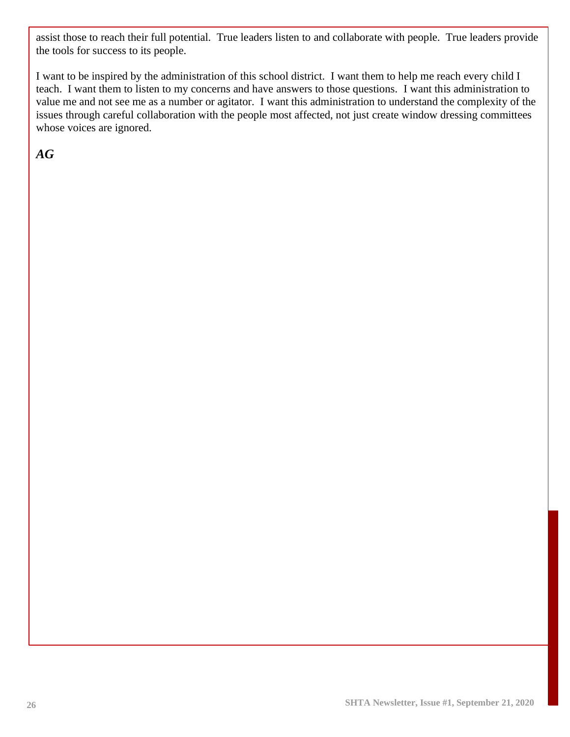assist those to reach their full potential.  True leaders listen to and collaborate with people.  True leaders provide the tools for success to its people.

I want to be inspired by the administration of this school district.  I want them to help me reach every child I teach.  I want them to listen to my concerns and have answers to those questions.  I want this administration to value me and not see me as a number or agitator.  I want this administration to understand the complexity of the issues through careful collaboration with the people most affected, not just create window dressing committees whose voices are ignored.

***AG***